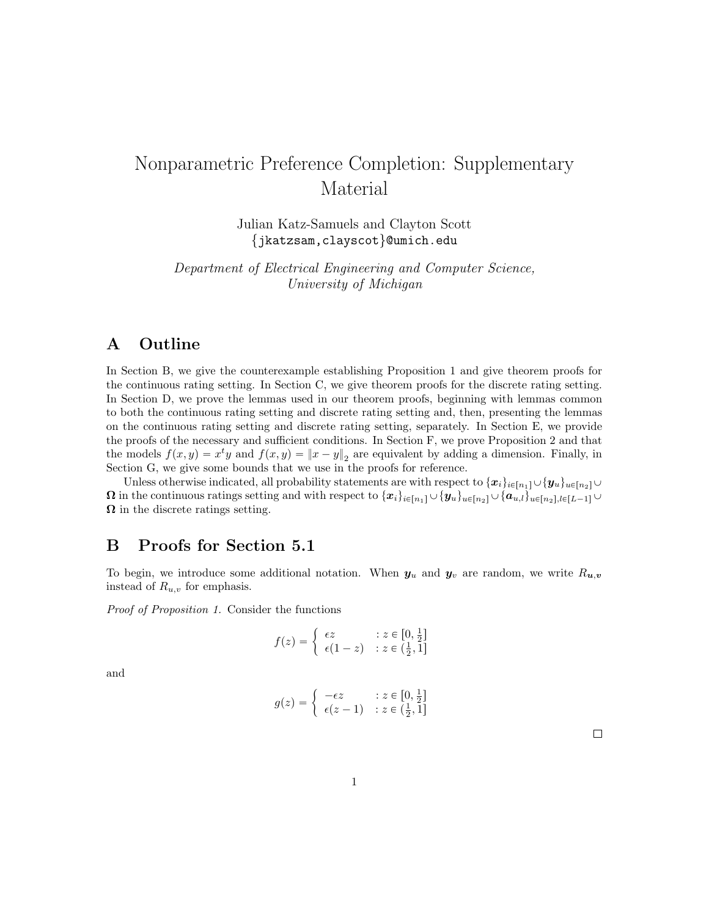# Nonparametric Preference Completion: Supplementary Material

Julian Katz-Samuels and Clayton Scott
{jkatzsam,clayscot}@umich.edu

*Department of Electrical Engineering and Computer Science, University of Michigan*

## A Outline

In Section B, we give the counterexample establishing Proposition 1 and give theorem proofs for the continuous rating setting. In Section C, we give theorem proofs for the discrete rating setting. In Section D, we prove the lemmas used in our theorem proofs, beginning with lemmas common to both the continuous rating setting and discrete rating setting and, then, presenting the lemmas on the continuous rating setting and discrete rating setting, separately. In Section E, we provide the proofs of the necessary and sufficient conditions. In Section F, we prove Proposition 2 and that the models $f(x, y) = x^t y$ and $f(x, y) = \|x - y\|_2$ are equivalent by adding a dimension. Finally, in Section G, we give some bounds that we use in the proofs for reference.

Unless otherwise indicated, all probability statements are with respect to $\{\boldsymbol{x}_i\}_{i \in [n_1]} \cup \{\boldsymbol{y}_u\}_{u \in [n_2]} \cup \boldsymbol{\Omega}$ in the continuous ratings setting and with respect to $\{\boldsymbol{x}_i\}_{i \in [n_1]} \cup \{\boldsymbol{y}_u\}_{u \in [n_2]} \cup \{\boldsymbol{a}_{u,l}\}_{u \in [n_2], l \in [L-1]} \cup \boldsymbol{\Omega}$ in the discrete ratings setting.

## B Proofs for Section 5.1

To begin, we introduce some additional notation. When $\boldsymbol{y}_u$ and $\boldsymbol{y}_v$ are random, we write $R_{\boldsymbol{u},\boldsymbol{v}}$ instead of $R_{u,v}$ for emphasis.

*Proof of Proposition 1.* Consider the functions

$$f(z) = \begin{cases} \epsilon z & : z \in [0, \frac{1}{2}] \\ \epsilon(1 - z) & : z \in (\frac{1}{2}, 1] \end{cases}$$

and

$$g(z) = \begin{cases} -\epsilon z & : z \in [0, \frac{1}{2}] \\ \epsilon(z - 1) & : z \in (\frac{1}{2}, 1] \end{cases}$$

□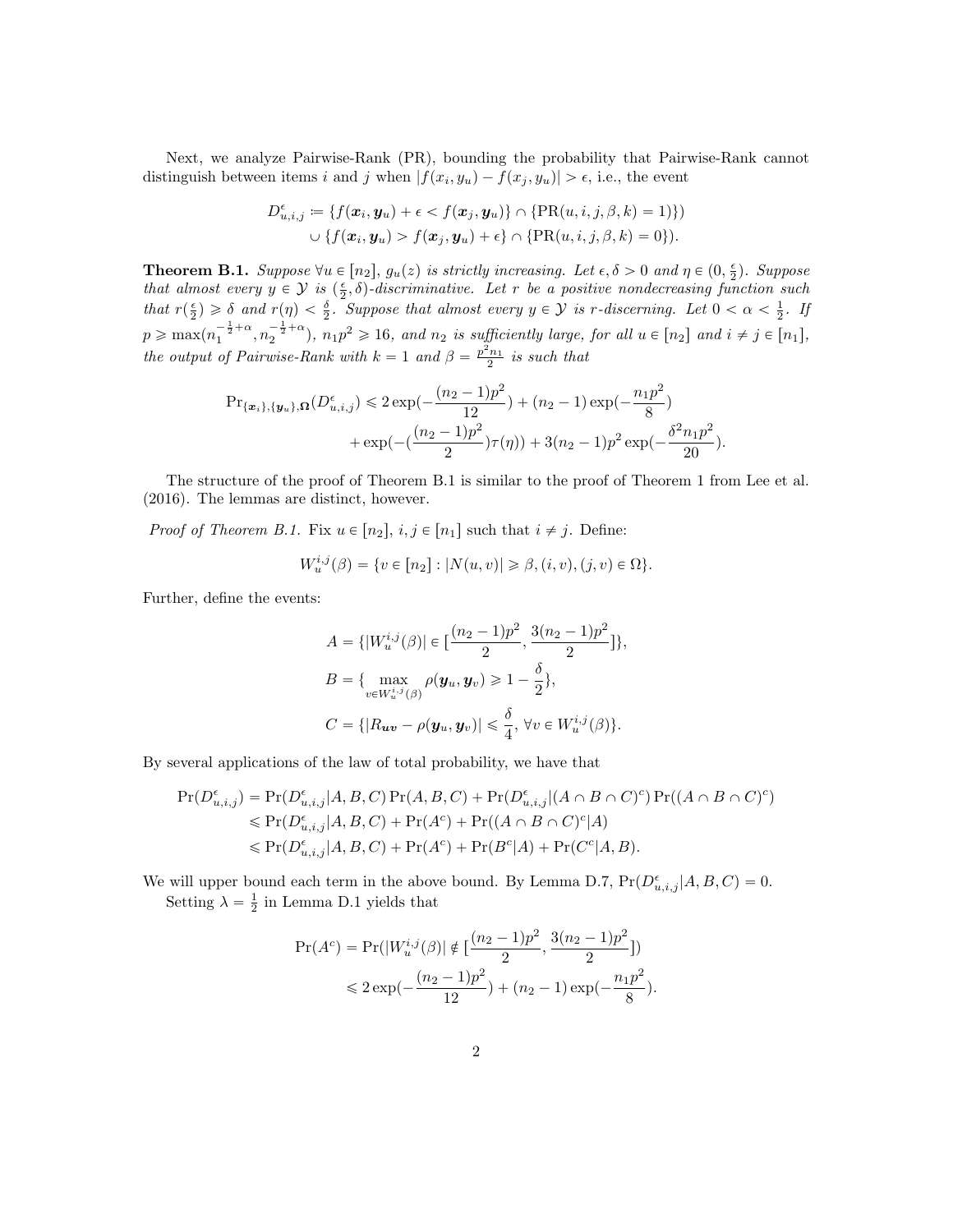Next, we analyze Pairwise-Rank (PR), bounding the probability that Pairwise-Rank cannot distinguish between items $i$ and $j$ when $|f(x_i, y_u) - f(x_j, y_u)| > \epsilon$, i.e., the event

$$
\begin{aligned}
D^{\epsilon}_{u,i,j} \coloneqq \{f(\boldsymbol{x}_i, \boldsymbol{y}_u) + \epsilon < f(\boldsymbol{x}_j, \boldsymbol{y}_u)\} \cap \{\mathrm{PR}(u, i, j, \beta, k) = 1)\}) \\
\cup \{f(\boldsymbol{x}_i, \boldsymbol{y}_u) > f(\boldsymbol{x}_j, \boldsymbol{y}_u) + \epsilon\} \cap \{\mathrm{PR}(u, i, j, \beta, k) = 0\}).
\end{aligned}
$$

**Theorem B.1.** *Suppose $\forall u \in [n_2]$, $g_u(z)$ is strictly increasing. Let $\epsilon, \delta > 0$ and $\eta \in (0, \frac{\epsilon}{2})$. Suppose that almost every $y \in \mathcal{Y}$ is $(\frac{\epsilon}{2}, \delta)$-discriminative. Let $r$ be a positive nondecreasing function such that $r(\frac{\epsilon}{2}) \geqslant \delta$ and $r(\eta) < \frac{\delta}{2}$. Suppose that almost every $y \in \mathcal{Y}$ is $r$-discerning. Let $0 < \alpha < \frac{1}{2}$. If $p \geqslant \max(n_1^{-\frac{1}{2}+\alpha}, n_2^{-\frac{1}{2}+\alpha})$, $n_1 p^2 \geqslant 16$, and $n_2$ is sufficiently large, for all $u \in [n_2]$ and $i \neq j \in [n_1]$, the output of Pairwise-Rank with $k = 1$ and $\beta = \frac{p^2 n_1}{2}$ is such that*

$$
\begin{aligned}
\Pr_{\{\boldsymbol{x}_i\}, \{\boldsymbol{y}_u\}, \boldsymbol{\Omega}}(D^{\epsilon}_{u,i,j}) \leqslant 2\exp(-\frac{(n_2-1)p^2}{12}) + (n_2 - 1)\exp(-\frac{n_1 p^2}{8}) \\
+ \exp(-(\frac{(n_2-1)p^2}{2})\tau(\eta)) + 3(n_2-1)p^2 \exp(-\frac{\delta^2 n_1 p^2}{20}).
\end{aligned}
$$

The structure of the proof of Theorem B.1 is similar to the proof of Theorem 1 from Lee et al. (2016). The lemmas are distinct, however.

*Proof of Theorem B.1.* Fix $u \in [n_2]$, $i, j \in [n_1]$ such that $i \neq j$. Define:

$$
W^{i,j}_u(\beta) = \{v \in [n_2] : |N(u, v)| \geqslant \beta, (i, v), (j, v) \in \Omega\}.
$$

Further, define the events:

$$
\begin{aligned}
A &= \{|W^{i,j}_u(\beta)| \in [\frac{(n_2-1)p^2}{2}, \frac{3(n_2-1)p^2}{2}]\}, \\
B &= \{\max_{v \in W^{i,j}_u(\beta)} \rho(\boldsymbol{y}_u, \boldsymbol{y}_v) \geqslant 1 - \frac{\delta}{2}\}, \\
C &= \{|R_{\boldsymbol{uv}} - \rho(\boldsymbol{y}_u, \boldsymbol{y}_v)| \leqslant \frac{\delta}{4}, \ \forall v \in W^{i,j}_u(\beta)\}.
\end{aligned}
$$

By several applications of the law of total probability, we have that

$$
\begin{aligned}
\Pr(D^{\epsilon}_{u,i,j}) &= \Pr(D^{\epsilon}_{u,i,j} | A, B, C) \Pr(A, B, C) + \Pr(D^{\epsilon}_{u,i,j} | (A \cap B \cap C)^c) \Pr((A \cap B \cap C)^c) \\
&\leqslant \Pr(D^{\epsilon}_{u,i,j} | A, B, C) + \Pr(A^c) + \Pr((A \cap B \cap C)^c | A) \\
&\leqslant \Pr(D^{\epsilon}_{u,i,j} | A, B, C) + \Pr(A^c) + \Pr(B^c | A) + \Pr(C^c | A, B).
\end{aligned}
$$

We will upper bound each term in the above bound. By Lemma D.7, $\Pr(D^{\epsilon}_{u,i,j} | A, B, C) = 0$.

Setting $\lambda = \frac{1}{2}$ in Lemma D.1 yields that

$$
\begin{aligned}
\Pr(A^c) &= \Pr(|W^{i,j}_u(\beta)| \notin [\frac{(n_2-1)p^2}{2}, \frac{3(n_2-1)p^2}{2}]) \\
&\leqslant 2\exp(-\frac{(n_2-1)p^2}{12}) + (n_2 - 1)\exp(-\frac{n_1 p^2}{8}).
\end{aligned}
$$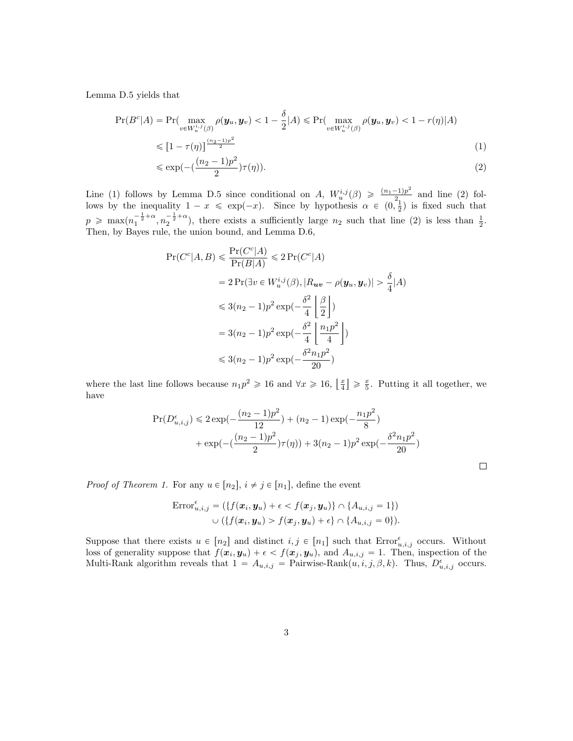Lemma D.5 yields that

$$
\begin{aligned}
\Pr(B^c|A) = \Pr(\max_{v \in W_u^{i,j}(\beta)} \rho(\boldsymbol{y}_u, \boldsymbol{y}_v) < 1 - \frac{\delta}{2}|A) &\leqslant \Pr(\max_{v \in W_u^{i,j}(\beta)} \rho(\boldsymbol{y}_u, \boldsymbol{y}_v) < 1 - r(\eta)|A) \\
&\leqslant [1 - \tau(\eta)]^{\frac{(n_2-1)p^2}{2}} \quad (1) \\
&\leqslant \exp(-(\frac{(n_2-1)p^2}{2})\tau(\eta)). \quad (2)
\end{aligned}
$$

Line (1) follows by Lemma D.5 since conditional on $A$, $W_u^{i,j}(\beta) \geqslant \frac{(n_1-1)p^2}{2}$ and line (2) follows by the inequality $1 - x \leqslant \exp(-x)$. Since by hypothesis $\alpha \in (0, \frac{1}{2})$ is fixed such that $p \geqslant \max(n_1^{-\frac{1}{2}+\alpha}, n_2^{-\frac{1}{2}+\alpha})$, there exists a sufficiently large $n_2$ such that line (2) is less than $\frac{1}{2}$. Then, by Bayes rule, the union bound, and Lemma D.6,

$$
\begin{aligned}
\Pr(C^c|A, B) &\leqslant \frac{\Pr(C^c|A)}{\Pr(B|A)} \leqslant 2\Pr(C^c|A) \\
&= 2\Pr(\exists v \in W_u^{i,j}(\beta), |R_{\boldsymbol{uv}} - \rho(\boldsymbol{y}_u, \boldsymbol{y}_v)| > \frac{\delta}{4}|A) \\
&\leqslant 3(n_2-1)p^2 \exp(-\frac{\delta^2}{4}\left\lfloor \frac{\beta}{2} \right\rfloor) \\
&= 3(n_2-1)p^2 \exp(-\frac{\delta^2}{4}\left\lfloor \frac{n_1 p^2}{4} \right\rfloor) \\
&\leqslant 3(n_2-1)p^2 \exp(-\frac{\delta^2 n_1 p^2}{20})
\end{aligned}
$$

where the last line follows because $n_1 p^2 \geqslant 16$ and $\forall x \geqslant 16$, $\lfloor \frac{x}{4} \rfloor \geqslant \frac{x}{5}$. Putting it all together, we have

$$
\begin{aligned}
\Pr(D_{u,i,j}^{\epsilon}) \leqslant\ & 2\exp(-\frac{(n_2-1)p^2}{12}) + (n_2-1)\exp(-\frac{n_1 p^2}{8}) \\
&+ \exp(-(\frac{(n_2-1)p^2}{2})\tau(\eta)) + 3(n_2-1)p^2\exp(-\frac{\delta^2 n_1 p^2}{20})
\end{aligned}
$$

□

*Proof of Theorem 1.* For any $u \in [n_2]$, $i \neq j \in [n_1]$, define the event

$$
\begin{aligned}
\text{Error}_{u,i,j}^{\epsilon} = &(\{f(\boldsymbol{x}_i, \boldsymbol{y}_u) + \epsilon < f(\boldsymbol{x}_j, \boldsymbol{y}_u)\} \cap \{A_{u,i,j} = 1\}) \\
&\cup (\{f(\boldsymbol{x}_i, \boldsymbol{y}_u) > f(\boldsymbol{x}_j, \boldsymbol{y}_u) + \epsilon\} \cap \{A_{u,i,j} = 0\}).
\end{aligned}
$$

Suppose that there exists $u \in [n_2]$ and distinct $i, j \in [n_1]$ such that $\text{Error}_{u,i,j}^{\epsilon}$ occurs. Without loss of generality suppose that $f(\boldsymbol{x}_i, \boldsymbol{y}_u) + \epsilon < f(\boldsymbol{x}_j, \boldsymbol{y}_u)$, and $A_{u,i,j} = 1$. Then, inspection of the Multi-Rank algorithm reveals that $1 = A_{u,i,j} = \text{Pairwise-Rank}(u, i, j, \beta, k)$. Thus, $D_{u,i,j}^{\epsilon}$ occurs.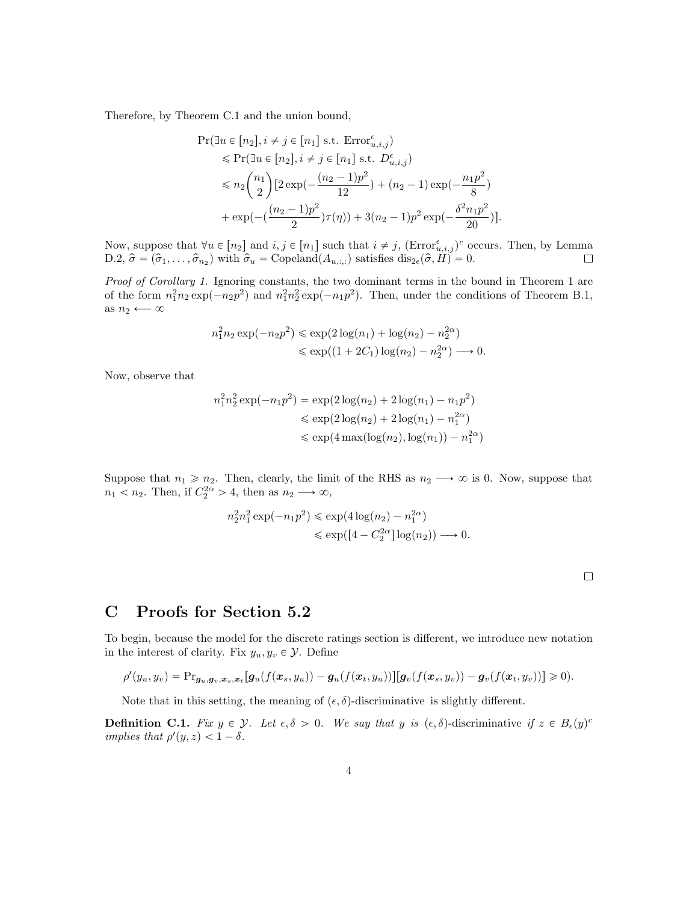Therefore, by Theorem C.1 and the union bound,

$$
\begin{aligned}
&\Pr(\exists u \in [n_2], i \neq j \in [n_1] \text{ s.t. } \text{Error}^{\epsilon}_{u,i,j}) \\
&\quad \leqslant \Pr(\exists u \in [n_2], i \neq j \in [n_1] \text{ s.t. } D^{\epsilon}_{u,i,j}) \\
&\quad \leqslant n_2 \binom{n_1}{2} [2\exp(-\frac{(n_2-1)p^2}{12}) + (n_2 - 1)\exp(-\frac{n_1 p^2}{8}) \\
&\quad + \exp(-(\frac{(n_2-1)p^2}{2})\tau(\eta)) + 3(n_2-1)p^2 \exp(-\frac{\delta^2 n_1 p^2}{20})].
\end{aligned}
$$

Now, suppose that $\forall u \in [n_2]$ and $i, j \in [n_1]$ such that $i \neq j$, $(\text{Error}^{\epsilon}_{u,i,j})^c$ occurs. Then, by Lemma D.2, $\widehat{\sigma} = (\widehat{\sigma}_1, \ldots, \widehat{\sigma}_{n_2})$ with $\widehat{\sigma}_u = \text{Copeland}(A_{u,:,:})$ satisfies $\text{dis}_{2\epsilon}(\widehat{\sigma}, H) = 0$. □

*Proof of Corollary 1.* Ignoring constants, the two dominant terms in the bound in Theorem 1 are of the form $n_1^2 n_2 \exp(-n_2 p^2)$ and $n_1^2 n_2^2 \exp(-n_1 p^2)$. Then, under the conditions of Theorem B.1, as $n_2 \longleftarrow \infty$

$$
\begin{aligned}
n_1^2 n_2 \exp(-n_2 p^2) &\leqslant \exp(2\log(n_1) + \log(n_2) - n_2^{2\alpha}) \\
&\leqslant \exp((1 + 2C_1)\log(n_2) - n_2^{2\alpha}) \longrightarrow 0.
\end{aligned}
$$

Now, observe that

$$
\begin{aligned}
n_1^2 n_2^2 \exp(-n_1 p^2) &= \exp(2\log(n_2) + 2\log(n_1) - n_1 p^2) \\
&\leqslant \exp(2\log(n_2) + 2\log(n_1) - n_1^{2\alpha}) \\
&\leqslant \exp(4\max(\log(n_2), \log(n_1)) - n_1^{2\alpha})
\end{aligned}
$$

Suppose that $n_1 \geqslant n_2$. Then, clearly, the limit of the RHS as $n_2 \longrightarrow \infty$ is 0. Now, suppose that $n_1 < n_2$. Then, if $C_2^{2\alpha} > 4$, then as $n_2 \longrightarrow \infty$,

$$
\begin{aligned}
n_2^2 n_1^2 \exp(-n_1 p^2) &\leqslant \exp(4\log(n_2) - n_1^{2\alpha}) \\
&\leqslant \exp([4 - C_2^{2\alpha}]\log(n_2)) \longrightarrow 0.
\end{aligned}
$$

□

# C Proofs for Section 5.2

To begin, because the model for the discrete ratings section is different, we introduce new notation in the interest of clarity. Fix $y_u, y_v \in \mathcal{Y}$. Define

$$
\rho'(y_u, y_v) = \Pr_{\boldsymbol{g}_u, \boldsymbol{g}_v, \boldsymbol{x}_s, \boldsymbol{x}_t}[\boldsymbol{g}_u(f(\boldsymbol{x}_s, y_u)) - \boldsymbol{g}_u(f(\boldsymbol{x}_t, y_u))][\boldsymbol{g}_v(f(\boldsymbol{x}_s, y_v)) - \boldsymbol{g}_v(f(\boldsymbol{x}_t, y_v))] \geqslant 0).
$$

Note that in this setting, the meaning of $(\epsilon, \delta)$-discriminative is slightly different.

**Definition C.1.** *Fix $y \in \mathcal{Y}$. Let $\epsilon, \delta > 0$. We say that $y$ is $(\epsilon, \delta)$-discriminative if $z \in B_\epsilon(y)^c$ implies that $\rho'(y, z) < 1 - \delta$.*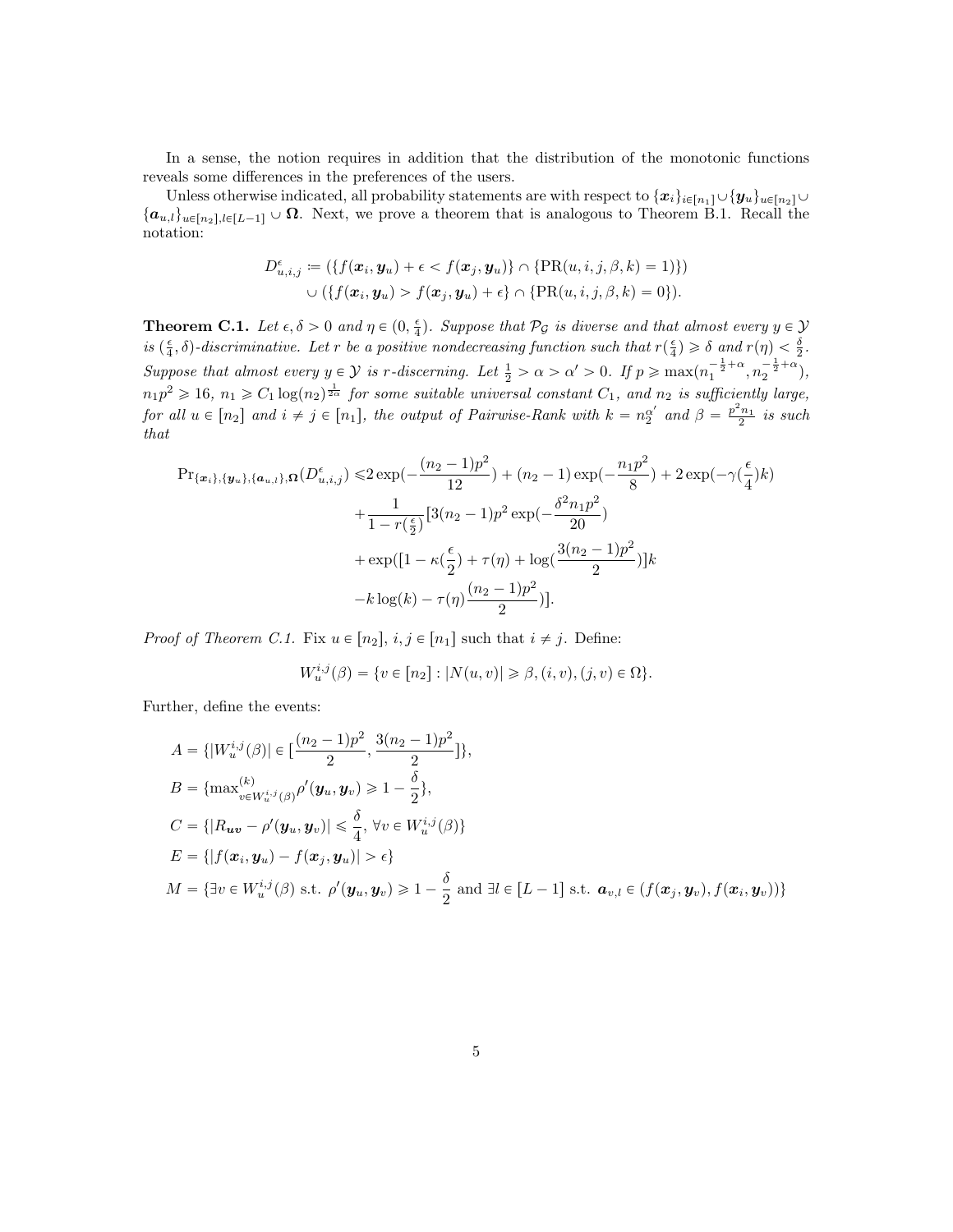In a sense, the notion requires in addition that the distribution of the monotonic functions reveals some differences in the preferences of the users.

Unless otherwise indicated, all probability statements are with respect to $\{\boldsymbol{x}_i\}_{i\in[n_1]} \cup \{\boldsymbol{y}_u\}_{u\in[n_2]} \cup \{\boldsymbol{a}_{u,l}\}_{u\in[n_2],l\in[L-1]} \cup \boldsymbol{\Omega}$. Next, we prove a theorem that is analogous to Theorem B.1. Recall the notation:

$$D^{\epsilon}_{u,i,j} := (\{f(\boldsymbol{x}_i, \boldsymbol{y}_u) + \epsilon < f(\boldsymbol{x}_j, \boldsymbol{y}_u)\} \cap \{\mathrm{PR}(u, i, j, \beta, k) = 1\})$$
$$\cup (\{f(\boldsymbol{x}_i, \boldsymbol{y}_u) > f(\boldsymbol{x}_j, \boldsymbol{y}_u) + \epsilon\} \cap \{\mathrm{PR}(u, i, j, \beta, k) = 0\}).$$

**Theorem C.1.** *Let $\epsilon, \delta > 0$ and $\eta \in (0, \frac{\epsilon}{4})$. Suppose that $\mathcal{P}_{\mathcal{G}}$ is diverse and that almost every $y \in \mathcal{Y}$ is $(\frac{\epsilon}{4}, \delta)$-discriminative. Let $r$ be a positive nondecreasing function such that $r(\frac{\epsilon}{4}) \geqslant \delta$ and $r(\eta) < \frac{\delta}{2}$. Suppose that almost every $y \in \mathcal{Y}$ is $r$-discerning. Let $\frac{1}{2} > \alpha > \alpha' > 0$. If $p \geqslant \max(n_1^{-\frac{1}{2}+\alpha}, n_2^{-\frac{1}{2}+\alpha})$, $n_1 p^2 \geqslant 16$, $n_1 \geqslant C_1 \log(n_2)^{\frac{1}{2\alpha}}$ for some suitable universal constant $C_1$, and $n_2$ is sufficiently large, for all $u \in [n_2]$ and $i \neq j \in [n_1]$, the output of Pairwise-Rank with $k = n_2^{\alpha'}$ and $\beta = \frac{p^2 n_1}{2}$ is such that*

$$\begin{aligned}
\Pr_{\{\boldsymbol{x}_i\},\{\boldsymbol{y}_u\},\{\boldsymbol{a}_{u,l}\},\boldsymbol{\Omega}}(D^{\epsilon}_{u,i,j}) \leqslant & 2\exp(-\frac{(n_2-1)p^2}{12}) + (n_2-1)\exp(-\frac{n_1 p^2}{8}) + 2\exp(-\gamma(\frac{\epsilon}{4})k) \\
& + \frac{1}{1-r(\frac{\epsilon}{2})}[3(n_2-1)p^2 \exp(-\frac{\delta^2 n_1 p^2}{20}) \\
& + \exp([1 - \kappa(\frac{\epsilon}{2}) + \tau(\eta) + \log(\frac{3(n_2-1)p^2}{2})]k \\
& - k\log(k) - \tau(\eta)\frac{(n_2-1)p^2}{2})].
\end{aligned}$$

*Proof of Theorem C.1.* Fix $u \in [n_2]$, $i, j \in [n_1]$ such that $i \neq j$. Define:

$$W^{i,j}_u(\beta) = \{v \in [n_2] : |N(u, v)| \geqslant \beta, (i, v), (j, v) \in \Omega\}.$$

Further, define the events:

$$\begin{aligned}
A &= \{|W^{i,j}_u(\beta)| \in [\frac{(n_2-1)p^2}{2}, \frac{3(n_2-1)p^2}{2}]\}, \\
B &= \{\max^{(k)}_{v\in W^{i,j}_u(\beta)} \rho'(\boldsymbol{y}_u, \boldsymbol{y}_v) \geqslant 1 - \frac{\delta}{2}\}, \\
C &= \{|R_{\boldsymbol{uv}} - \rho'(\boldsymbol{y}_u, \boldsymbol{y}_v)| \leqslant \frac{\delta}{4}, \ \forall v \in W^{i,j}_u(\beta)\} \\
E &= \{|f(\boldsymbol{x}_i, \boldsymbol{y}_u) - f(\boldsymbol{x}_j, \boldsymbol{y}_u)| > \epsilon\} \\
M &= \{\exists v \in W^{i,j}_u(\beta) \text{ s.t. } \rho'(\boldsymbol{y}_u, \boldsymbol{y}_v) \geqslant 1 - \frac{\delta}{2} \text{ and } \exists l \in [L-1] \text{ s.t. } \boldsymbol{a}_{v,l} \in (f(\boldsymbol{x}_j, \boldsymbol{y}_v), f(\boldsymbol{x}_i, \boldsymbol{y}_v))\}
\end{aligned}$$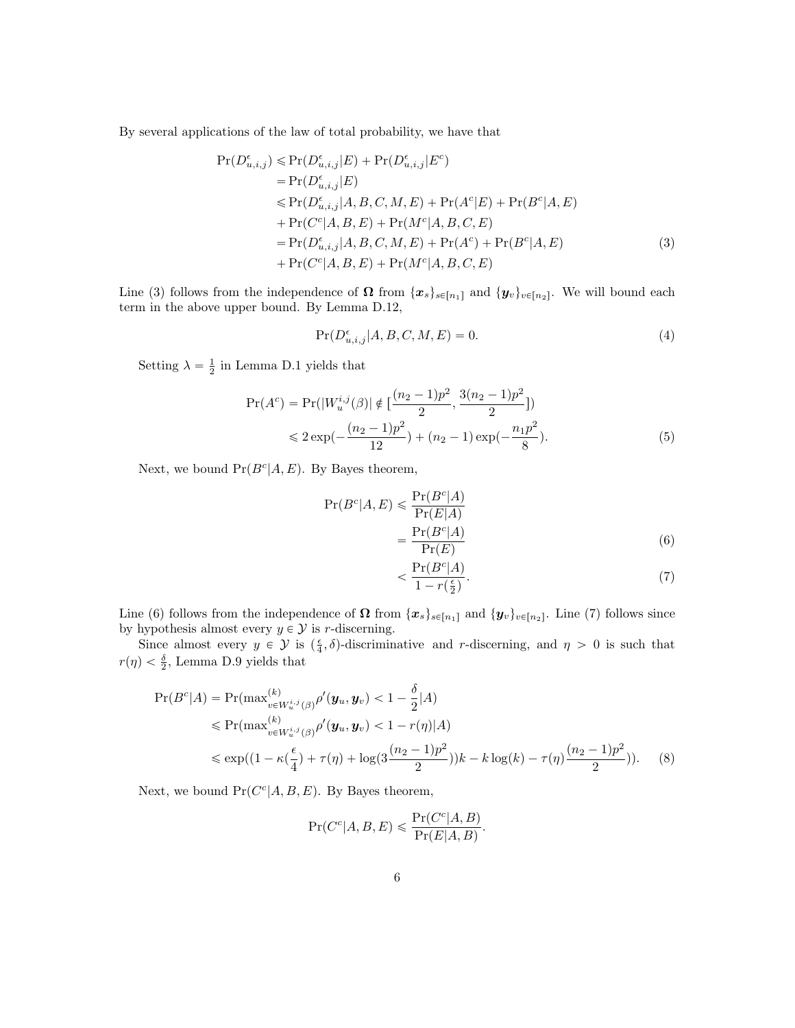By several applications of the law of total probability, we have that

$$
\begin{aligned}
\Pr(D^{\epsilon}_{u,i,j}) &\leqslant \Pr(D^{\epsilon}_{u,i,j}|E) + \Pr(D^{\epsilon}_{u,i,j}|E^c) \\
&= \Pr(D^{\epsilon}_{u,i,j}|E) \\
&\leqslant \Pr(D^{\epsilon}_{u,i,j}|A,B,C,M,E) + \Pr(A^c|E) + \Pr(B^c|A,E) \\
&+ \Pr(C^c|A,B,E) + \Pr(M^c|A,B,C,E) \\
&= \Pr(D^{\epsilon}_{u,i,j}|A,B,C,M,E) + \Pr(A^c) + \Pr(B^c|A,E) \qquad (3)\\
&+ \Pr(C^c|A,B,E) + \Pr(M^c|A,B,C,E)
\end{aligned}
$$

Line (3) follows from the independence of $\mathbf{\Omega}$ from $\{\boldsymbol{x}_s\}_{s\in[n_1]}$ and $\{\boldsymbol{y}_v\}_{v\in[n_2]}$. We will bound each term in the above upper bound. By Lemma D.12,

$$
\Pr(D^{\epsilon}_{u,i,j}|A,B,C,M,E) = 0. \qquad (4)
$$

Setting $\lambda = \frac{1}{2}$ in Lemma D.1 yields that

$$
\begin{aligned}
\Pr(A^c) &= \Pr(|W^{i,j}_u(\beta)| \notin [\frac{(n_2-1)p^2}{2}, \frac{3(n_2-1)p^2}{2}]) \\
&\leqslant 2\exp(-\frac{(n_2-1)p^2}{12}) + (n_2-1)\exp(-\frac{n_1 p^2}{8}). \qquad (5)
\end{aligned}
$$

Next, we bound $\Pr(B^c|A,E)$. By Bayes theorem,

$$
\begin{aligned}
\Pr(B^c|A,E) &\leqslant \frac{\Pr(B^c|A)}{\Pr(E|A)} \\
&= \frac{\Pr(B^c|A)}{\Pr(E)} \qquad (6)\\
&< \frac{\Pr(B^c|A)}{1-r(\frac{\epsilon}{2})}. \qquad (7)
\end{aligned}
$$

Line (6) follows from the independence of $\mathbf{\Omega}$ from $\{\boldsymbol{x}_s\}_{s\in[n_1]}$ and $\{\boldsymbol{y}_v\}_{v\in[n_2]}$. Line (7) follows since by hypothesis almost every $y \in \mathcal{Y}$ is $r$-discerning.

Since almost every $y \in \mathcal{Y}$ is $(\frac{\epsilon}{4}, \delta)$-discriminative and $r$-discerning, and $\eta > 0$ is such that $r(\eta) < \frac{\delta}{2}$, Lemma D.9 yields that

$$
\begin{aligned}
\Pr(B^c|A) &= \Pr(\max^{(k)}_{v\in W^{i,j}_u(\beta)} \rho'(\boldsymbol{y}_u, \boldsymbol{y}_v) < 1 - \frac{\delta}{2}|A) \\
&\leqslant \Pr(\max^{(k)}_{v\in W^{i,j}_u(\beta)} \rho'(\boldsymbol{y}_u, \boldsymbol{y}_v) < 1 - r(\eta)|A) \\
&\leqslant \exp((1-\kappa(\frac{\epsilon}{4}) + \tau(\eta) + \log(3\frac{(n_2-1)p^2}{2}))k - k\log(k) - \tau(\eta)\frac{(n_2-1)p^2}{2})). \qquad (8)
\end{aligned}
$$

Next, we bound $\Pr(C^c|A,B,E)$. By Bayes theorem,

$$
\Pr(C^c|A,B,E) \leqslant \frac{\Pr(C^c|A,B)}{\Pr(E|A,B)}.
$$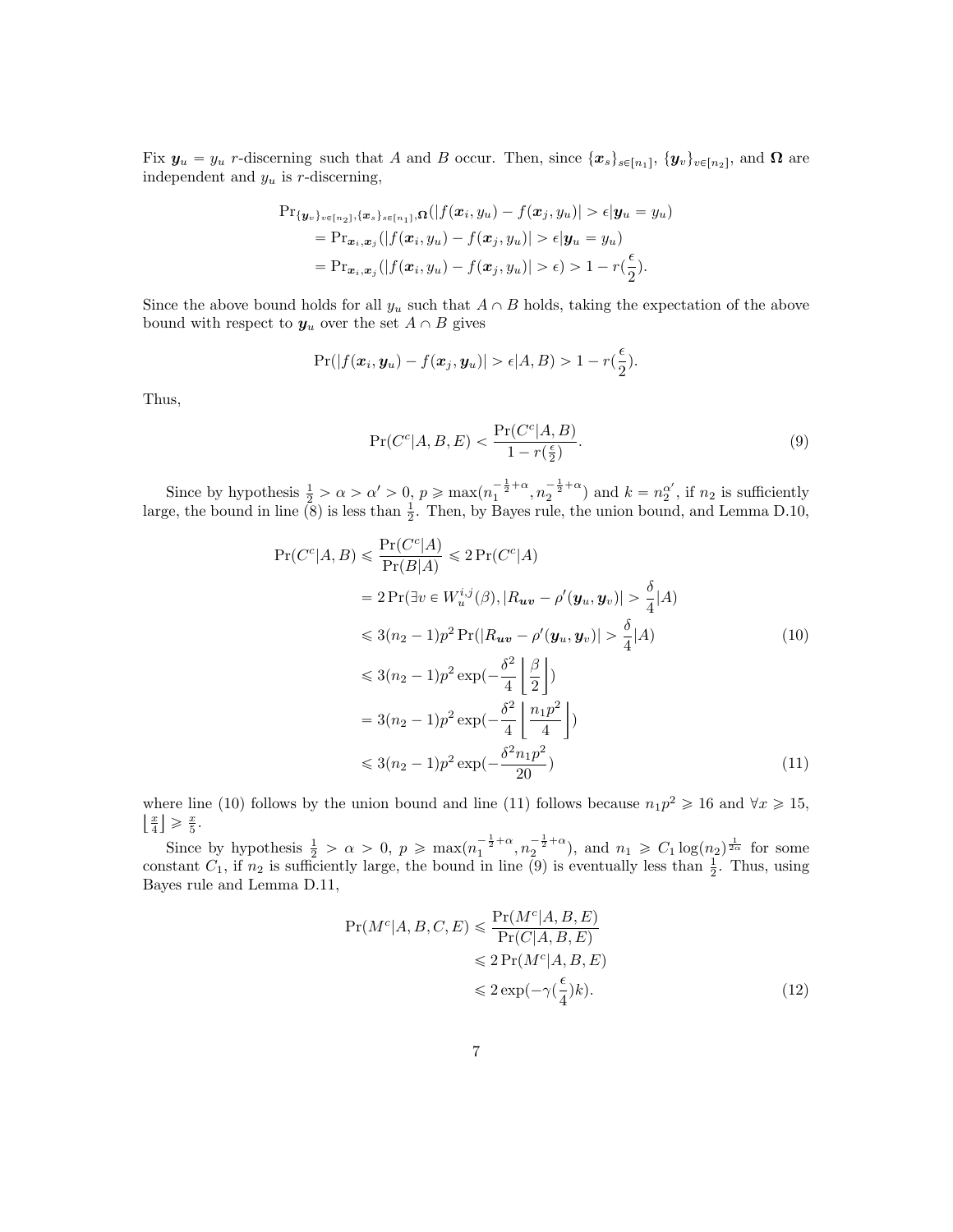Fix $\boldsymbol{y}_u = y_u$ $r$-discerning such that $A$ and $B$ occur. Then, since $\{\boldsymbol{x}_s\}_{s\in[n_1]}$, $\{\boldsymbol{y}_v\}_{v\in[n_2]}$, and $\boldsymbol{\Omega}$ are independent and $y_u$ is $r$-discerning,

$$
\begin{aligned}
&\Pr_{\{\boldsymbol{y}_v\}_{v\in[n_2]},\{\boldsymbol{x}_s\}_{s\in[n_1]},\boldsymbol{\Omega}}(|f(\boldsymbol{x}_i, y_u) - f(\boldsymbol{x}_j, y_u)| > \epsilon | \boldsymbol{y}_u = y_u) \\
&\quad = \Pr_{\boldsymbol{x}_i,\boldsymbol{x}_j}(|f(\boldsymbol{x}_i, y_u) - f(\boldsymbol{x}_j, y_u)| > \epsilon | \boldsymbol{y}_u = y_u) \\
&\quad = \Pr_{\boldsymbol{x}_i,\boldsymbol{x}_j}(|f(\boldsymbol{x}_i, y_u) - f(\boldsymbol{x}_j, y_u)| > \epsilon) > 1 - r(\frac{\epsilon}{2}).
\end{aligned}
$$

Since the above bound holds for all $y_u$ such that $A \cap B$ holds, taking the expectation of the above bound with respect to $\boldsymbol{y}_u$ over the set $A \cap B$ gives

$$
\Pr(|f(\boldsymbol{x}_i, \boldsymbol{y}_u) - f(\boldsymbol{x}_j, \boldsymbol{y}_u)| > \epsilon | A, B) > 1 - r(\frac{\epsilon}{2}).
$$

Thus,

$$
\Pr(C^c | A, B, E) < \frac{\Pr(C^c|A, B)}{1 - r(\frac{\epsilon}{2})}. \tag{9}
$$

Since by hypothesis $\frac{1}{2} > \alpha > \alpha' > 0$, $p \geqslant \max(n_1^{-\frac{1}{2}+\alpha}, n_2^{-\frac{1}{2}+\alpha})$ and $k = n_2^{\alpha'}$, if $n_2$ is sufficiently large, the bound in line (8) is less than $\frac{1}{2}$. Then, by Bayes rule, the union bound, and Lemma D.10,

$$
\begin{aligned}
\Pr(C^c|A, B) &\leqslant \frac{\Pr(C^c|A)}{\Pr(B|A)} \leqslant 2\Pr(C^c|A) \\
&= 2\Pr(\exists v \in W_u^{i,j}(\beta), |R_{\boldsymbol{uv}} - \rho'(\boldsymbol{y}_u, \boldsymbol{y}_v)| > \frac{\delta}{4}|A) \\
&\leqslant 3(n_2 - 1)p^2 \Pr(|R_{\boldsymbol{uv}} - \rho'(\boldsymbol{y}_u, \boldsymbol{y}_v)| > \frac{\delta}{4}|A) \qquad (10) \\
&\leqslant 3(n_2 - 1)p^2 \exp(-\frac{\delta^2}{4}\left\lfloor\frac{\beta}{2}\right\rfloor) \\
&= 3(n_2 - 1)p^2 \exp(-\frac{\delta^2}{4}\left\lfloor\frac{n_1 p^2}{4}\right\rfloor) \\
&\leqslant 3(n_2 - 1)p^2 \exp(-\frac{\delta^2 n_1 p^2}{20}) \qquad (11)
\end{aligned}
$$

where line (10) follows by the union bound and line (11) follows because $n_1 p^2 \geqslant 16$ and $\forall x \geqslant 15$, $\left\lfloor\frac{x}{4}\right\rfloor \geqslant \frac{x}{5}$.

Since by hypothesis $\frac{1}{2} > \alpha > 0$, $p \geqslant \max(n_1^{-\frac{1}{2}+\alpha}, n_2^{-\frac{1}{2}+\alpha})$, and $n_1 \geqslant C_1 \log(n_2)^{\frac{1}{2\alpha}}$ for some constant $C_1$, if $n_2$ is sufficiently large, the bound in line (9) is eventually less than $\frac{1}{2}$. Thus, using Bayes rule and Lemma D.11,

$$
\begin{aligned}
\Pr(M^c|A, B, C, E) &\leqslant \frac{\Pr(M^c|A, B, E)}{\Pr(C|A, B, E)} \\
&\leqslant 2\Pr(M^c|A, B, E) \\
&\leqslant 2\exp(-\gamma(\frac{\epsilon}{4})k). \qquad (12)
\end{aligned}
$$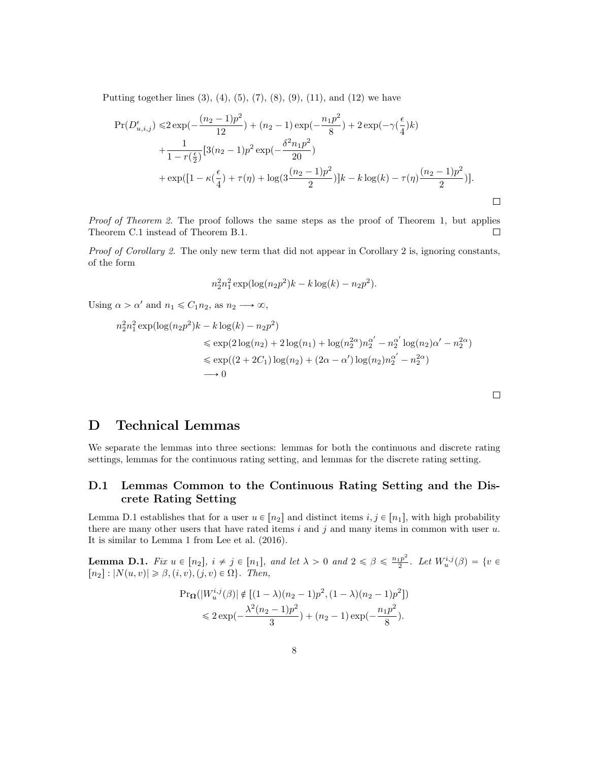Putting together lines (3), (4), (5), (7), (8), (9), (11), and (12) we have

$$
\begin{aligned}
\Pr(D^{\epsilon}_{u,i,j}) \leqslant & 2\exp(-\frac{(n_2-1)p^2}{12}) + (n_2-1)\exp(-\frac{n_1p^2}{8}) + 2\exp(-\gamma(\frac{\epsilon}{4})k) \\
& + \frac{1}{1-r(\frac{\epsilon}{2})}[3(n_2-1)p^2\exp(-\frac{\delta^2 n_1 p^2}{20}) \\
& + \exp([1-\kappa(\frac{\epsilon}{4}) + \tau(\eta) + \log(3\frac{(n_2-1)p^2}{2})]k - k\log(k) - \tau(\eta)\frac{(n_2-1)p^2}{2})].
\end{aligned}
$$

□

*Proof of Theorem 2.* The proof follows the same steps as the proof of Theorem 1, but applies Theorem C.1 instead of Theorem B.1. □

*Proof of Corollary 2.* The only new term that did not appear in Corollary 2 is, ignoring constants, of the form

$$n_2^2 n_1^2 \exp(\log(n_2p^2)k - k\log(k) - n_2p^2).$$

Using $\alpha > \alpha'$ and $n_1 \leqslant C_1 n_2$, as $n_2 \longrightarrow \infty$,

$$
\begin{aligned}
n_2^2 n_1^2 & \exp(\log(n_2p^2)k - k\log(k) - n_2p^2) \\
& \leqslant \exp(2\log(n_2) + 2\log(n_1) + \log(n_2^{2\alpha})n_2^{\alpha'} - n_2^{\alpha'}\log(n_2)\alpha' - n_2^{2\alpha}) \\
& \leqslant \exp((2+2C_1)\log(n_2) + (2\alpha - \alpha')\log(n_2)n_2^{\alpha'} - n_2^{2\alpha}) \\
& \longrightarrow 0
\end{aligned}
$$

□

# D Technical Lemmas

We separate the lemmas into three sections: lemmas for both the continuous and discrete rating settings, lemmas for the continuous rating setting, and lemmas for the discrete rating setting.

## D.1 Lemmas Common to the Continuous Rating Setting and the Discrete Rating Setting

Lemma D.1 establishes that for a user $u \in [n_2]$ and distinct items $i, j \in [n_1]$, with high probability there are many other users that have rated items $i$ and $j$ and many items in common with user $u$. It is similar to Lemma 1 from Lee et al. (2016).

**Lemma D.1.** *Fix $u \in [n_2]$, $i \neq j \in [n_1]$, and let $\lambda > 0$ and $2 \leqslant \beta \leqslant \frac{n_1p^2}{2}$. Let $W^{i,j}_u(\beta) = \{v \in [n_2] : |N(u,v)| \geqslant \beta, (i,v), (j,v) \in \Omega\}$. Then,*

$$
\begin{aligned}
& \Pr_{\mathbf{\Omega}}(|W^{i,j}_u(\beta)| \notin [(1-\lambda)(n_2-1)p^2, (1-\lambda)(n_2-1)p^2]) \\
& \leqslant 2\exp(-\frac{\lambda^2(n_2-1)p^2}{3}) + (n_2-1)\exp(-\frac{n_1p^2}{8}).
\end{aligned}
$$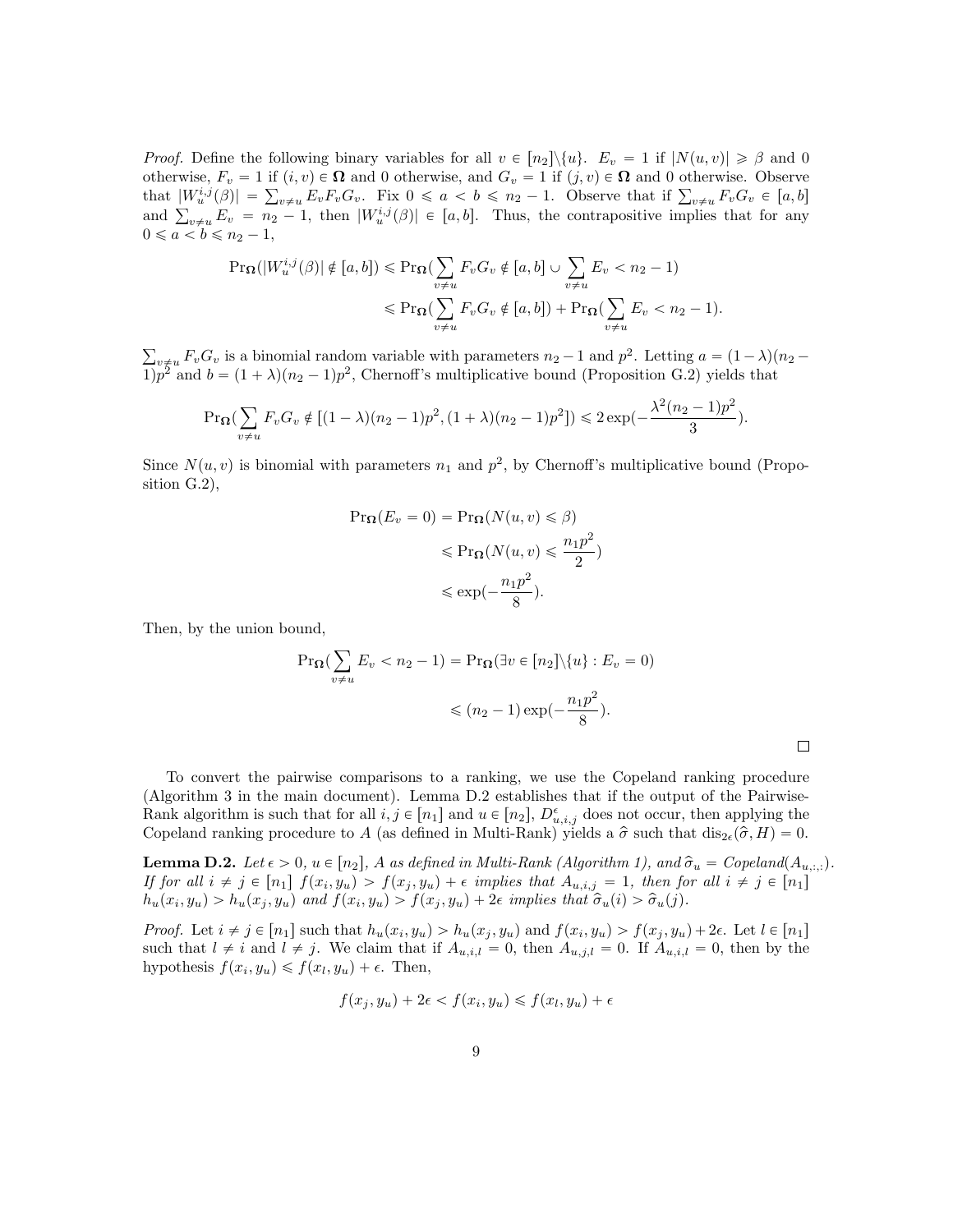*Proof.* Define the following binary variables for all $v \in [n_2]\backslash\{u\}$. $E_v = 1$ if $|N(u,v)| \geqslant \beta$ and 0 otherwise, $F_v = 1$ if $(i,v) \in \mathbf{\Omega}$ and 0 otherwise, and $G_v = 1$ if $(j,v) \in \mathbf{\Omega}$ and 0 otherwise. Observe that $|W_u^{i,j}(\beta)| = \sum_{v \neq u} E_v F_v G_v$. Fix $0 \leqslant a < b \leqslant n_2 - 1$. Observe that if $\sum_{v\neq u} F_v G_v \in [a,b]$ and $\sum_{v \neq u} E_v = n_2 - 1$, then $|W_u^{i,j}(\beta)| \in [a,b]$. Thus, the contrapositive implies that for any $0 \leqslant a < b \leqslant n_2 - 1$,

$$\Pr_{\mathbf{\Omega}}(|W_u^{i,j}(\beta)| \notin [a,b]) \leqslant \Pr_{\mathbf{\Omega}}(\sum_{v \neq u} F_v G_v \notin [a,b] \cup \sum_{v\neq u} E_v < n_2 - 1)$$
$$\leqslant \Pr_{\mathbf{\Omega}}(\sum_{v\neq u} F_v G_v \notin [a,b]) + \Pr_{\mathbf{\Omega}}(\sum_{v \neq u} E_v < n_2 - 1).$$

$\sum_{v\neq u} F_v G_v$ is a binomial random variable with parameters $n_2 - 1$ and $p^2$. Letting $a = (1-\lambda)(n_2 - 1)p^2$ and $b = (1+\lambda)(n_2-1)p^2$, Chernoff's multiplicative bound (Proposition G.2) yields that

$$\Pr_{\mathbf{\Omega}}(\sum_{v\neq u} F_v G_v \notin [(1-\lambda)(n_2-1)p^2, (1+\lambda)(n_2-1)p^2]) \leqslant 2\exp(-\frac{\lambda^2(n_2-1)p^2}{3}).$$

Since $N(u,v)$ is binomial with parameters $n_1$ and $p^2$, by Chernoff's multiplicative bound (Proposition G.2),

$$\Pr_{\mathbf{\Omega}}(E_v = 0) = \Pr_{\mathbf{\Omega}}(N(u,v) \leqslant \beta)$$
$$\leqslant \Pr_{\mathbf{\Omega}}(N(u,v) \leqslant \frac{n_1 p^2}{2})$$
$$\leqslant \exp(-\frac{n_1 p^2}{8}).$$

Then, by the union bound,

$$\Pr_{\mathbf{\Omega}}(\sum_{v \neq u} E_v < n_2 - 1) = \Pr_{\mathbf{\Omega}}(\exists v \in [n_2]\backslash\{u\} : E_v = 0)$$
$$\leqslant (n_2 - 1)\exp(-\frac{n_1 p^2}{8}).$$

□

To convert the pairwise comparisons to a ranking, we use the Copeland ranking procedure (Algorithm 3 in the main document). Lemma D.2 establishes that if the output of the Pairwise-Rank algorithm is such that for all $i,j \in [n_1]$ and $u \in [n_2]$, $D_{u,i,j}^{\epsilon}$ does not occur, then applying the Copeland ranking procedure to $A$ (as defined in Multi-Rank) yields a $\widehat{\sigma}$ such that $\text{dis}_{2\epsilon}(\widehat{\sigma}, H) = 0$.

**Lemma D.2.** *Let $\epsilon > 0$, $u \in [n_2]$, $A$ as defined in Multi-Rank (Algorithm 1), and $\widehat{\sigma}_u = Copeland(A_{u,:,:})$. If for all $i \neq j \in [n_1]$ $f(x_i, y_u) > f(x_j, y_u) + \epsilon$ implies that $A_{u,i,j} = 1$, then for all $i \neq j \in [n_1]$ $h_u(x_i,y_u) > h_u(x_j, y_u)$ and $f(x_i,y_u) > f(x_j,y_u) + 2\epsilon$ implies that $\widehat{\sigma}_u(i) > \widehat{\sigma}_u(j)$.*

*Proof.* Let $i \neq j \in [n_1]$ such that $h_u(x_i,y_u) > h_u(x_j,y_u)$ and $f(x_i,y_u) > f(x_j,y_u) + 2\epsilon$. Let $l \in [n_1]$ such that $l \neq i$ and $l \neq j$. We claim that if $A_{u,i,l} = 0$, then $A_{u,j,l} = 0$. If $A_{u,i,l} = 0$, then by the hypothesis $f(x_i,y_u) \leqslant f(x_l,y_u) + \epsilon$. Then,

$$f(x_j,y_u) + 2\epsilon < f(x_i,y_u) \leqslant f(x_l,y_u) + \epsilon$$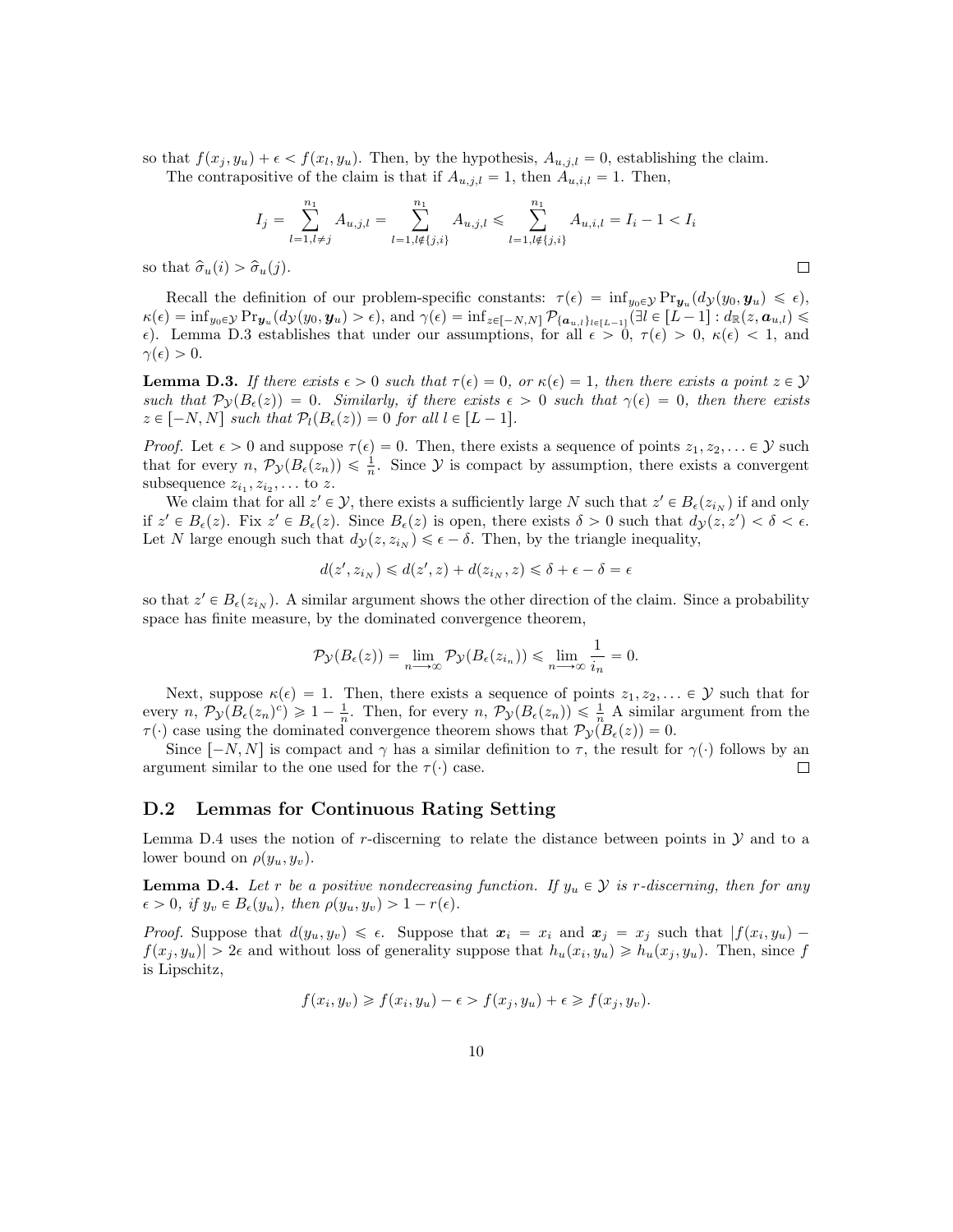so that $f(x_j, y_u) + \epsilon < f(x_l, y_u)$. Then, by the hypothesis, $A_{u,j,l} = 0$, establishing the claim.

The contrapositive of the claim is that if $A_{u,j,l} = 1$, then $A_{u,i,l} = 1$. Then,

$$I_j = \sum_{l=1, l \neq j}^{n_1} A_{u,j,l} = \sum_{l=1, l \notin \{j,i\}}^{n_1} A_{u,j,l} \leqslant \sum_{l=1, l \notin \{j,i\}}^{n_1} A_{u,i,l} = I_i - 1 < I_i$$

so that $\widehat{\sigma}_u(i) > \widehat{\sigma}_u(j)$. $\square$

Recall the definition of our problem-specific constants: $\tau(\epsilon) = \inf_{y_0 \in \mathcal{Y}} \Pr_{\boldsymbol{y}_u}(d_{\mathcal{Y}}(y_0, \boldsymbol{y}_u) \leqslant \epsilon)$, $\kappa(\epsilon) = \inf_{y_0 \in \mathcal{Y}} \Pr_{\boldsymbol{y}_u}(d_{\mathcal{Y}}(y_0, \boldsymbol{y}_u) > \epsilon)$, and $\gamma(\epsilon) = \inf_{z \in [-N,N]} \mathcal{P}_{\{\boldsymbol{a}_{u,l}\}_{l \in [L-1]}}(\exists l \in [L-1] : d_{\mathbb{R}}(z, \boldsymbol{a}_{u,l}) \leqslant \epsilon)$. Lemma D.3 establishes that under our assumptions, for all $\epsilon > 0$, $\tau(\epsilon) > 0$, $\kappa(\epsilon) < 1$, and $\gamma(\epsilon) > 0$.

**Lemma D.3.** *If there exists $\epsilon > 0$ such that $\tau(\epsilon) = 0$, or $\kappa(\epsilon) = 1$, then there exists a point $z \in \mathcal{Y}$ such that $\mathcal{P}_{\mathcal{Y}}(B_\epsilon(z)) = 0$. Similarly, if there exists $\epsilon > 0$ such that $\gamma(\epsilon) = 0$, then there exists $z \in [-N, N]$ such that $\mathcal{P}_l(B_\epsilon(z)) = 0$ for all $l \in [L-1]$.*

*Proof.* Let $\epsilon > 0$ and suppose $\tau(\epsilon) = 0$. Then, there exists a sequence of points $z_1, z_2, \ldots \in \mathcal{Y}$ such that for every $n$, $\mathcal{P}_{\mathcal{Y}}(B_\epsilon(z_n)) \leqslant \frac{1}{n}$. Since $\mathcal{Y}$ is compact by assumption, there exists a convergent subsequence $z_{i_1}, z_{i_2}, \ldots$ to $z$.

We claim that for all $z' \in \mathcal{Y}$, there exists a sufficiently large $N$ such that $z' \in B_\epsilon(z_{i_N})$ if and only if $z' \in B_\epsilon(z)$. Fix $z' \in B_\epsilon(z)$. Since $B_\epsilon(z)$ is open, there exists $\delta > 0$ such that $d_{\mathcal{Y}}(z, z') < \delta < \epsilon$. Let $N$ large enough such that $d_{\mathcal{Y}}(z, z_{i_N}) \leqslant \epsilon - \delta$. Then, by the triangle inequality,

$$d(z', z_{i_N}) \leqslant d(z', z) + d(z_{i_N}, z) \leqslant \delta + \epsilon - \delta = \epsilon$$

so that $z' \in B_\epsilon(z_{i_N})$. A similar argument shows the other direction of the claim. Since a probability space has finite measure, by the dominated convergence theorem,

$$\mathcal{P}_{\mathcal{Y}}(B_\epsilon(z)) = \lim_{n \to \infty} \mathcal{P}_{\mathcal{Y}}(B_\epsilon(z_{i_n})) \leqslant \lim_{n \to \infty} \frac{1}{i_n} = 0.$$

Next, suppose $\kappa(\epsilon) = 1$. Then, there exists a sequence of points $z_1, z_2, \ldots \in \mathcal{Y}$ such that for every $n$, $\mathcal{P}_{\mathcal{Y}}(B_\epsilon(z_n)^c) \geqslant 1 - \frac{1}{n}$. Then, for every $n$, $\mathcal{P}_{\mathcal{Y}}(B_\epsilon(z_n)) \leqslant \frac{1}{n}$ A similar argument from the $\tau(\cdot)$ case using the dominated convergence theorem shows that $\mathcal{P}_{\mathcal{Y}}(B_\epsilon(z)) = 0$.

Since $[-N, N]$ is compact and $\gamma$ has a similar definition to $\tau$, the result for $\gamma(\cdot)$ follows by an argument similar to the one used for the $\tau(\cdot)$ case. $\square$

## D.2 Lemmas for Continuous Rating Setting

Lemma D.4 uses the notion of $r$-discerning to relate the distance between points in $\mathcal{Y}$ and to a lower bound on $\rho(y_u, y_v)$.

**Lemma D.4.** *Let $r$ be a positive nondecreasing function. If $y_u \in \mathcal{Y}$ is $r$-discerning, then for any $\epsilon > 0$, if $y_v \in B_\epsilon(y_u)$, then $\rho(y_u, y_v) > 1 - r(\epsilon)$.*

*Proof.* Suppose that $d(y_u, y_v) \leqslant \epsilon$. Suppose that $\boldsymbol{x}_i = x_i$ and $\boldsymbol{x}_j = x_j$ such that $|f(x_i, y_u) - f(x_j, y_u)| > 2\epsilon$ and without loss of generality suppose that $h_u(x_i, y_u) \geqslant h_u(x_j, y_u)$. Then, since $f$ is Lipschitz,

$$f(x_i, y_v) \geqslant f(x_i, y_u) - \epsilon > f(x_j, y_u) + \epsilon \geqslant f(x_j, y_v).$$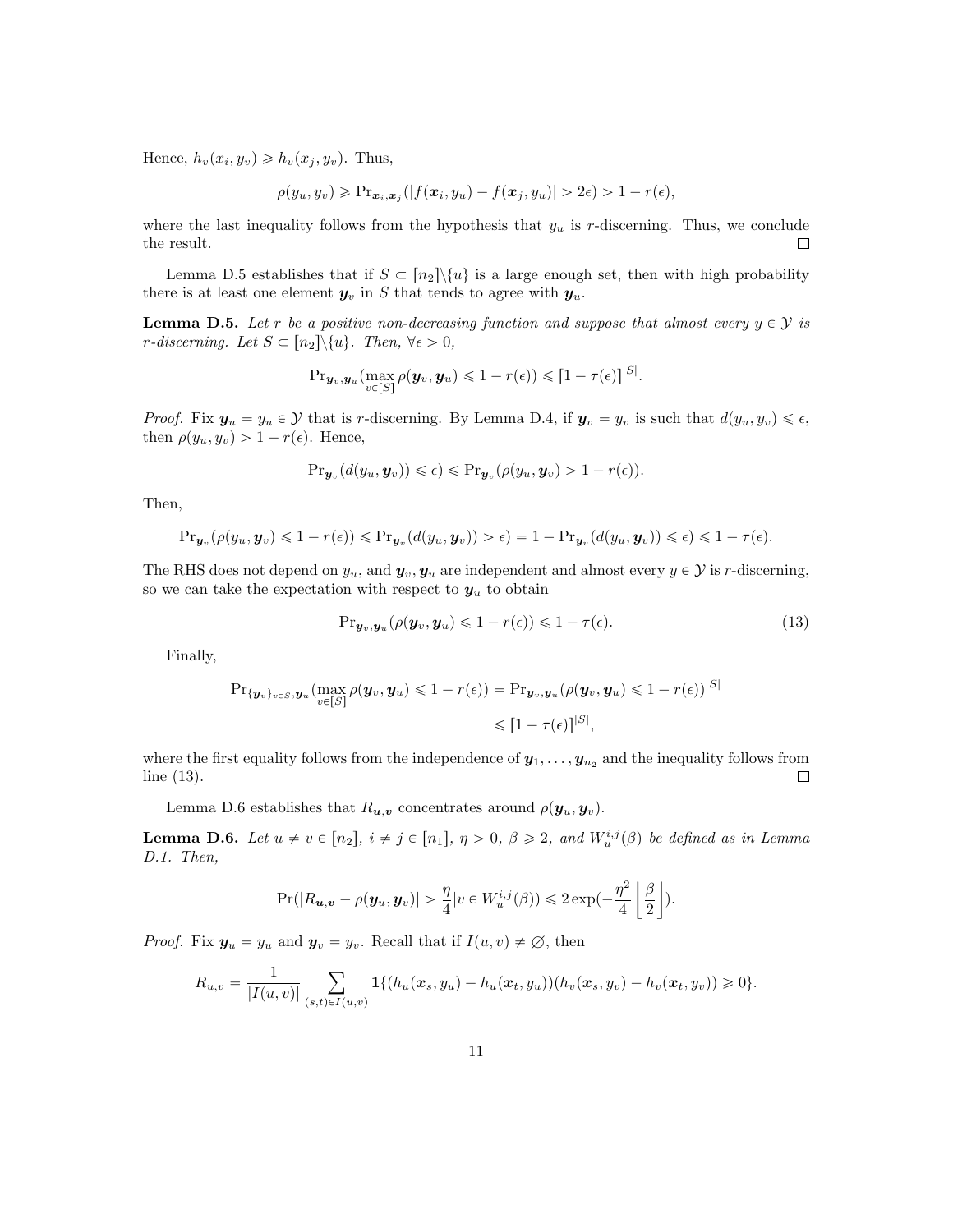Hence, $h_v(x_i, y_v) \geqslant h_v(x_j, y_v)$. Thus,

$$\rho(y_u, y_v) \geqslant \Pr_{\boldsymbol{x}_i, \boldsymbol{x}_j}(|f(\boldsymbol{x}_i, y_u) - f(\boldsymbol{x}_j, y_u)| > 2\epsilon) > 1 - r(\epsilon),$$

where the last inequality follows from the hypothesis that $y_u$ is $r$-discerning. Thus, we conclude the result. $\square$

Lemma D.5 establishes that if $S \subset [n_2]\backslash\{u\}$ is a large enough set, then with high probability there is at least one element $\boldsymbol{y}_v$ in $S$ that tends to agree with $\boldsymbol{y}_u$.

**Lemma D.5.** *Let $r$ be a positive non-decreasing function and suppose that almost every $y \in \mathcal{Y}$ is $r$-discerning. Let $S \subset [n_2]\backslash\{u\}$. Then, $\forall \epsilon > 0$,*

$$\Pr_{\boldsymbol{y}_v, \boldsymbol{y}_u}(\max_{v \in [S]} \rho(\boldsymbol{y}_v, \boldsymbol{y}_u) \leqslant 1 - r(\epsilon)) \leqslant [1 - \tau(\epsilon)]^{|S|}.$$

*Proof.* Fix $\boldsymbol{y}_u = y_u \in \mathcal{Y}$ that is $r$-discerning. By Lemma D.4, if $\boldsymbol{y}_v = y_v$ is such that $d(y_u, y_v) \leqslant \epsilon$, then $\rho(y_u, y_v) > 1 - r(\epsilon)$. Hence,

$$\Pr_{\boldsymbol{y}_v}(d(y_u, \boldsymbol{y}_v)) \leqslant \epsilon) \leqslant \Pr_{\boldsymbol{y}_v}(\rho(y_u, \boldsymbol{y}_v) > 1 - r(\epsilon)).$$

Then,

$$\Pr_{\boldsymbol{y}_v}(\rho(y_u, \boldsymbol{y}_v) \leqslant 1 - r(\epsilon)) \leqslant \Pr_{\boldsymbol{y}_v}(d(y_u, \boldsymbol{y}_v)) > \epsilon) = 1 - \Pr_{\boldsymbol{y}_v}(d(y_u, \boldsymbol{y}_v)) \leqslant \epsilon) \leqslant 1 - \tau(\epsilon).$$

The RHS does not depend on $y_u$, and $\boldsymbol{y}_v, \boldsymbol{y}_u$ are independent and almost every $y \in \mathcal{Y}$ is $r$-discerning, so we can take the expectation with respect to $\boldsymbol{y}_u$ to obtain

$$\Pr_{\boldsymbol{y}_v, \boldsymbol{y}_u}(\rho(\boldsymbol{y}_v, \boldsymbol{y}_u) \leqslant 1 - r(\epsilon)) \leqslant 1 - \tau(\epsilon). \tag{13}$$

Finally,

$$\begin{aligned}\Pr_{\{\boldsymbol{y}_v\}_{v \in S}, \boldsymbol{y}_u}(\max_{v \in [S]} \rho(\boldsymbol{y}_v, \boldsymbol{y}_u) \leqslant 1 - r(\epsilon)) &= \Pr_{\boldsymbol{y}_v, \boldsymbol{y}_u}(\rho(\boldsymbol{y}_v, \boldsymbol{y}_u) \leqslant 1 - r(\epsilon))^{|S|} \\ &\leqslant [1 - \tau(\epsilon)]^{|S|},\end{aligned}$$

where the first equality follows from the independence of $\boldsymbol{y}_1, \ldots, \boldsymbol{y}_{n_2}$ and the inequality follows from line (13). $\square$

Lemma D.6 establishes that $R_{\boldsymbol{u},\boldsymbol{v}}$ concentrates around $\rho(\boldsymbol{y}_u, \boldsymbol{y}_v)$.

**Lemma D.6.** *Let $u \neq v \in [n_2]$, $i \neq j \in [n_1]$, $\eta > 0$, $\beta \geqslant 2$, and $W_u^{i,j}(\beta)$ be defined as in Lemma D.1. Then,*

$$\Pr(|R_{\boldsymbol{u},\boldsymbol{v}} - \rho(\boldsymbol{y}_u, \boldsymbol{y}_v)| > \frac{\eta}{4} | v \in W_u^{i,j}(\beta)) \leqslant 2\exp(-\frac{\eta^2}{4}\left\lfloor\frac{\beta}{2}\right\rfloor).$$

*Proof.* Fix $\boldsymbol{y}_u = y_u$ and $\boldsymbol{y}_v = y_v$. Recall that if $I(u, v) \neq \varnothing$, then

$$R_{u,v} = \frac{1}{|I(u, v)|} \sum_{(s,t) \in I(u,v)} \mathbf{1}\{(h_u(\boldsymbol{x}_s, y_u) - h_u(\boldsymbol{x}_t, y_u))(h_v(\boldsymbol{x}_s, y_v) - h_v(\boldsymbol{x}_t, y_v)) \geqslant 0\}.$$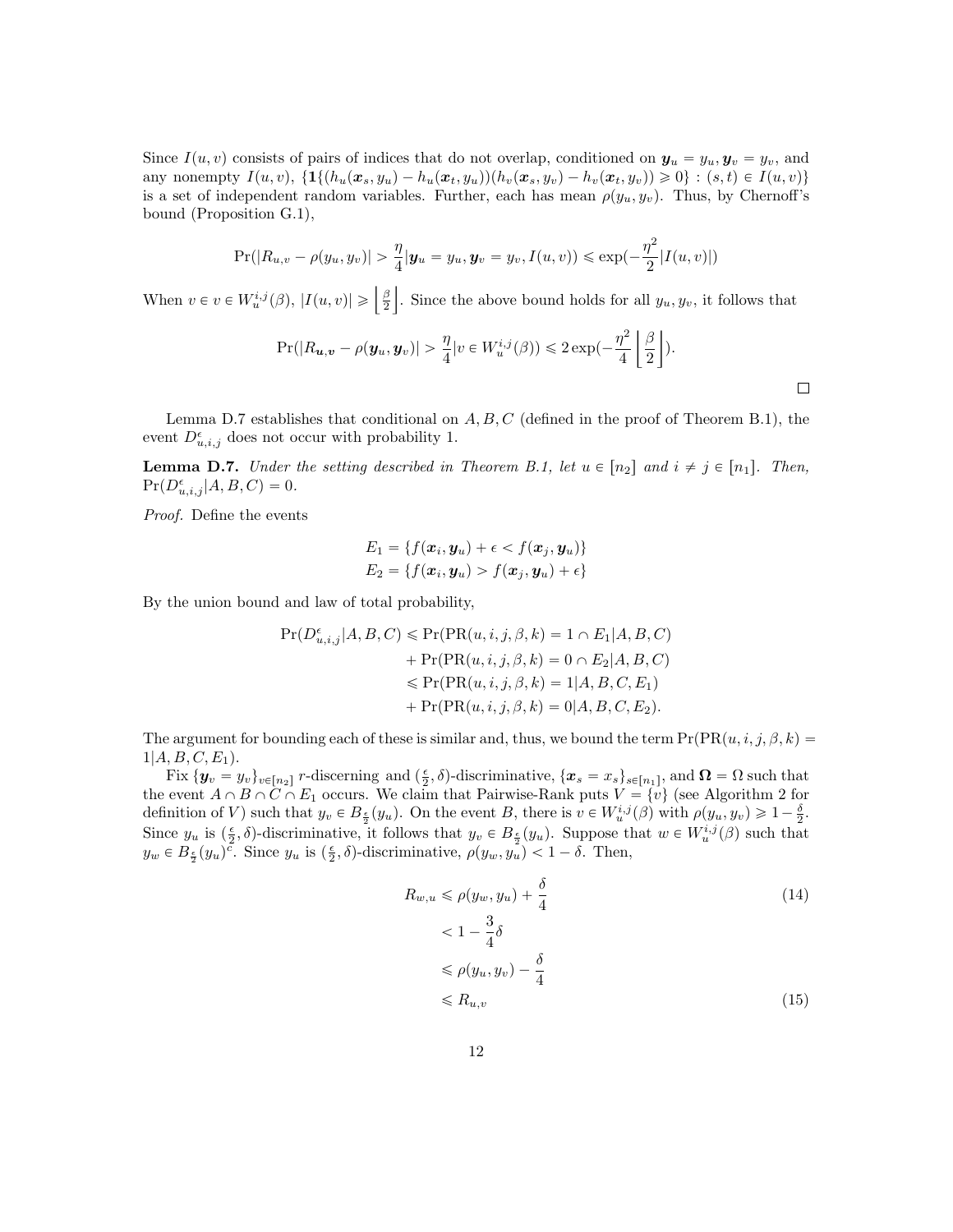Since $I(u, v)$ consists of pairs of indices that do not overlap, conditioned on $\boldsymbol{y}_u = y_u, \boldsymbol{y}_v = y_v$, and any nonempty $I(u, v)$, $\{\mathbf{1}\{(h_u(\boldsymbol{x}_s, y_u) - h_u(\boldsymbol{x}_t, y_u))(h_v(\boldsymbol{x}_s, y_v) - h_v(\boldsymbol{x}_t, y_v)) \geqslant 0\} : (s, t) \in I(u, v)\}$ is a set of independent random variables. Further, each has mean $\rho(y_u, y_v)$. Thus, by Chernoff's bound (Proposition G.1),

$$\Pr(|R_{u,v} - \rho(y_u, y_v)| > \frac{\eta}{4} | \boldsymbol{y}_u = y_u, \boldsymbol{y}_v = y_v, I(u, v)) \leqslant \exp(-\frac{\eta^2}{2}|I(u, v)|)$$

When $v \in v \in W_u^{i,j}(\beta)$, $|I(u, v)| \geqslant \left\lfloor \frac{\beta}{2} \right\rfloor$. Since the above bound holds for all $y_u, y_v$, it follows that

$$\Pr(|R_{\boldsymbol{u},\boldsymbol{v}} - \rho(\boldsymbol{y}_u, \boldsymbol{y}_v)| > \frac{\eta}{4} | v \in W_u^{i,j}(\beta)) \leqslant 2\exp(-\frac{\eta^2}{4}\left\lfloor \frac{\beta}{2} \right\rfloor).$$

□

Lemma D.7 establishes that conditional on $A, B, C$ (defined in the proof of Theorem B.1), the event $D_{u,i,j}^{\epsilon}$ does not occur with probability 1.

**Lemma D.7.** *Under the setting described in Theorem B.1, let $u \in [n_2]$ and $i \neq j \in [n_1]$. Then, $\Pr(D_{u,i,j}^{\epsilon} | A, B, C) = 0$.*

*Proof.* Define the events

$$E_1 = \{f(\boldsymbol{x}_i, \boldsymbol{y}_u) + \epsilon < f(\boldsymbol{x}_j, \boldsymbol{y}_u)\}$$
$$E_2 = \{f(\boldsymbol{x}_i, \boldsymbol{y}_u) > f(\boldsymbol{x}_j, \boldsymbol{y}_u) + \epsilon\}$$

By the union bound and law of total probability,

$$\begin{aligned}
\Pr(D_{u,i,j}^{\epsilon} | A, B, C) &\leqslant \Pr(\mathrm{PR}(u, i, j, \beta, k) = 1 \cap E_1 | A, B, C) \\
&\quad + \Pr(\mathrm{PR}(u, i, j, \beta, k) = 0 \cap E_2 | A, B, C) \\
&\leqslant \Pr(\mathrm{PR}(u, i, j, \beta, k) = 1 | A, B, C, E_1) \\
&\quad + \Pr(\mathrm{PR}(u, i, j, \beta, k) = 0 | A, B, C, E_2).
\end{aligned}$$

The argument for bounding each of these is similar and, thus, we bound the term $\Pr(\mathrm{PR}(u, i, j, \beta, k) = 1 | A, B, C, E_1)$.

Fix $\{\boldsymbol{y}_v = y_v\}_{v \in [n_2]}$ $r$-discerning and $(\frac{\epsilon}{2}, \delta)$-discriminative, $\{\boldsymbol{x}_s = x_s\}_{s \in [n_1]}$, and $\boldsymbol{\Omega} = \Omega$ such that the event $A \cap B \cap C \cap E_1$ occurs. We claim that Pairwise-Rank puts $V = \{v\}$ (see Algorithm 2 for definition of $V$) such that $y_v \in B_{\frac{\epsilon}{2}}(y_u)$. On the event $B$, there is $v \in W_u^{i,j}(\beta)$ with $\rho(y_u, y_v) \geqslant 1 - \frac{\delta}{2}$. Since $y_u$ is $(\frac{\epsilon}{2}, \delta)$-discriminative, it follows that $y_v \in B_{\frac{\epsilon}{2}}(y_u)$. Suppose that $w \in W_u^{i,j}(\beta)$ such that $y_w \in B_{\frac{\epsilon}{2}}(y_u)^c$. Since $y_u$ is $(\frac{\epsilon}{2}, \delta)$-discriminative, $\rho(y_w, y_u) < 1 - \delta$. Then,

$$\begin{aligned}
R_{w,u} &\leqslant \rho(y_w, y_u) + \frac{\delta}{4} && (14) \\
&< 1 - \frac{3}{4}\delta \\
&\leqslant \rho(y_u, y_v) - \frac{\delta}{4} \\
&\leqslant R_{u,v} && (15)
\end{aligned}$$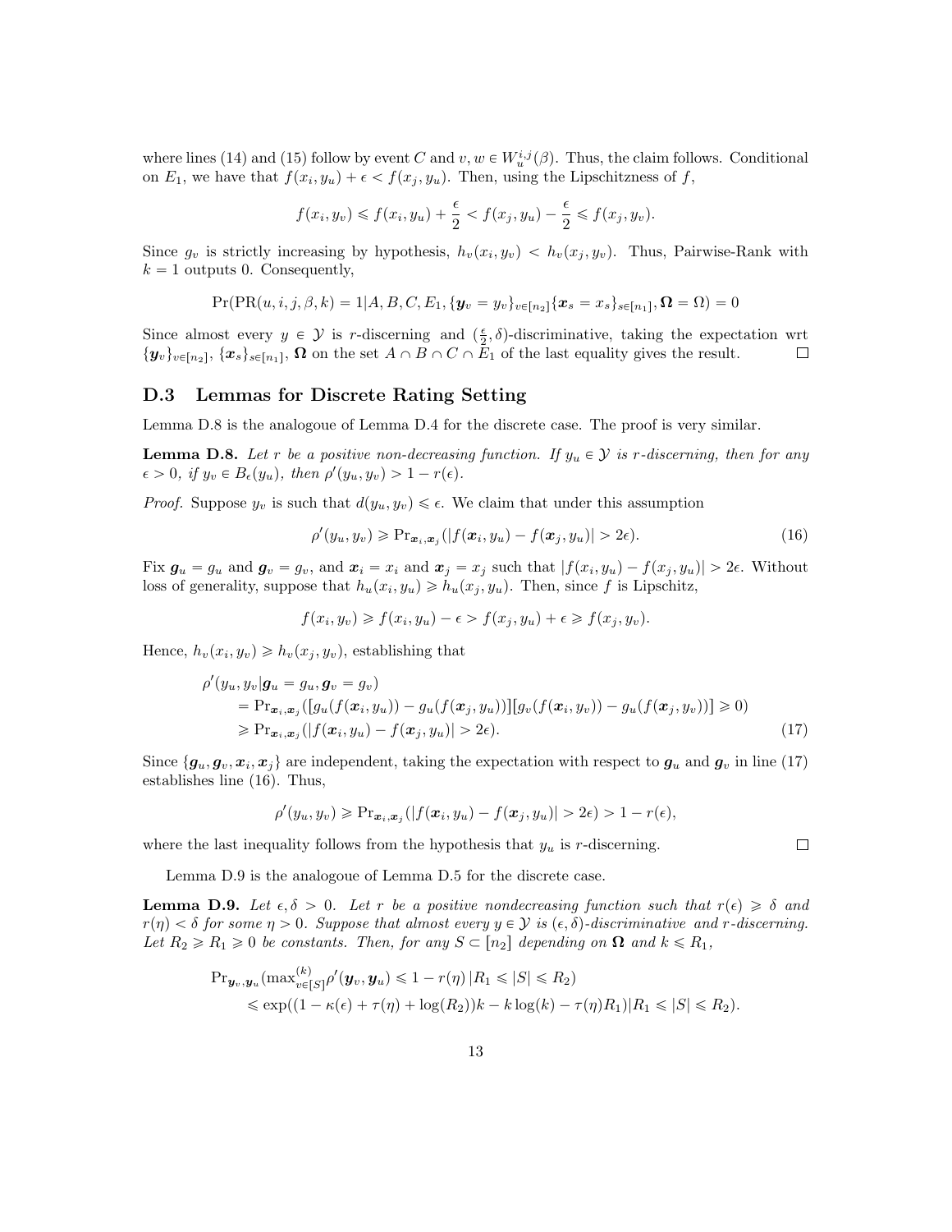where lines (14) and (15) follow by event $C$ and $v, w \in W_u^{i,j}(\beta)$. Thus, the claim follows. Conditional on $E_1$, we have that $f(x_i, y_u) + \epsilon < f(x_j, y_u)$. Then, using the Lipschitzness of $f$,

$$f(x_i, y_v) \leqslant f(x_i, y_u) + \frac{\epsilon}{2} < f(x_j, y_u) - \frac{\epsilon}{2} \leqslant f(x_j, y_v).$$

Since $g_v$ is strictly increasing by hypothesis, $h_v(x_i, y_v) < h_v(x_j, y_v)$. Thus, Pairwise-Rank with $k = 1$ outputs 0. Consequently,

$$\Pr(\text{PR}(u, i, j, \beta, k) = 1 | A, B, C, E_1, \{\boldsymbol{y}_v = y_v\}_{v\in[n_2]}\{\boldsymbol{x}_s = x_s\}_{s\in[n_1]}, \boldsymbol{\Omega} = \Omega) = 0$$

Since almost every $y \in \mathcal{Y}$ is $r$-discerning and $(\frac{\epsilon}{2}, \delta)$-discriminative, taking the expectation wrt $\{\boldsymbol{y}_v\}_{v\in[n_2]}$, $\{\boldsymbol{x}_s\}_{s\in[n_1]}$, $\boldsymbol{\Omega}$ on the set $A \cap B \cap C \cap E_1$ of the last equality gives the result. ☐

### D.3 Lemmas for Discrete Rating Setting

Lemma D.8 is the analogoue of Lemma D.4 for the discrete case. The proof is very similar.

**Lemma D.8.** *Let $r$ be a positive non-decreasing function. If $y_u \in \mathcal{Y}$ is $r$-discerning, then for any $\epsilon > 0$, if $y_v \in B_\epsilon(y_u)$, then $\rho'(y_u, y_v) > 1 - r(\epsilon)$.*

*Proof.* Suppose $y_v$ is such that $d(y_u, y_v) \leqslant \epsilon$. We claim that under this assumption

$$\rho'(y_u, y_v) \geqslant \Pr_{\boldsymbol{x}_i, \boldsymbol{x}_j}(|f(\boldsymbol{x}_i, y_u) - f(\boldsymbol{x}_j, y_u)| > 2\epsilon). \tag{16}$$

Fix $\boldsymbol{g}_u = g_u$ and $\boldsymbol{g}_v = g_v$, and $\boldsymbol{x}_i = x_i$ and $\boldsymbol{x}_j = x_j$ such that $|f(x_i, y_u) - f(x_j, y_u)| > 2\epsilon$. Without loss of generality, suppose that $h_u(x_i, y_u) \geqslant h_u(x_j, y_u)$. Then, since $f$ is Lipschitz,

$$f(x_i, y_v) \geqslant f(x_i, y_u) - \epsilon > f(x_j, y_u) + \epsilon \geqslant f(x_j, y_v).$$

Hence, $h_v(x_i, y_v) \geqslant h_v(x_j, y_v)$, establishing that

$$\begin{aligned}
&\rho'(y_u, y_v | \boldsymbol{g}_u = g_u, \boldsymbol{g}_v = g_v) \\
&\quad = \Pr_{\boldsymbol{x}_i, \boldsymbol{x}_j}([g_u(f(\boldsymbol{x}_i, y_u)) - g_u(f(\boldsymbol{x}_j, y_u))][g_v(f(\boldsymbol{x}_i, y_v)) - g_u(f(\boldsymbol{x}_j, y_v))] \geqslant 0) \\
&\quad \geqslant \Pr_{\boldsymbol{x}_i, \boldsymbol{x}_j}(|f(\boldsymbol{x}_i, y_u) - f(\boldsymbol{x}_j, y_u)| > 2\epsilon).
\end{aligned} \tag{17}$$

Since $\{\boldsymbol{g}_u, \boldsymbol{g}_v, \boldsymbol{x}_i, \boldsymbol{x}_j\}$ are independent, taking the expectation with respect to $\boldsymbol{g}_u$ and $\boldsymbol{g}_v$ in line (17) establishes line (16). Thus,

$$\rho'(y_u, y_v) \geqslant \Pr_{\boldsymbol{x}_i, \boldsymbol{x}_j}(|f(\boldsymbol{x}_i, y_u) - f(\boldsymbol{x}_j, y_u)| > 2\epsilon) > 1 - r(\epsilon),$$

where the last inequality follows from the hypothesis that $y_u$ is $r$-discerning. ☐

Lemma D.9 is the analogoue of Lemma D.5 for the discrete case.

**Lemma D.9.** *Let $\epsilon, \delta > 0$. Let $r$ be a positive nondecreasing function such that $r(\epsilon) \geqslant \delta$ and $r(\eta) < \delta$ for some $\eta > 0$. Suppose that almost every $y \in \mathcal{Y}$ is $(\epsilon, \delta)$-discriminative and $r$-discerning. Let $R_2 \geqslant R_1 \geqslant 0$ be constants. Then, for any $S \subset [n_2]$ depending on $\boldsymbol{\Omega}$ and $k \leqslant R_1$,*

$$\begin{aligned}
&\Pr_{\boldsymbol{y}_v, \boldsymbol{y}_u}(\max_{v\in[S]}^{(k)} \rho'(\boldsymbol{y}_v, \boldsymbol{y}_u) \leqslant 1 - r(\eta) \,|R_1 \leqslant |S| \leqslant R_2) \\
&\quad \leqslant \exp((1 - \kappa(\epsilon) + \tau(\eta) + \log(R_2))k - k\log(k) - \tau(\eta)R_1) | R_1 \leqslant |S| \leqslant R_2).
\end{aligned}$$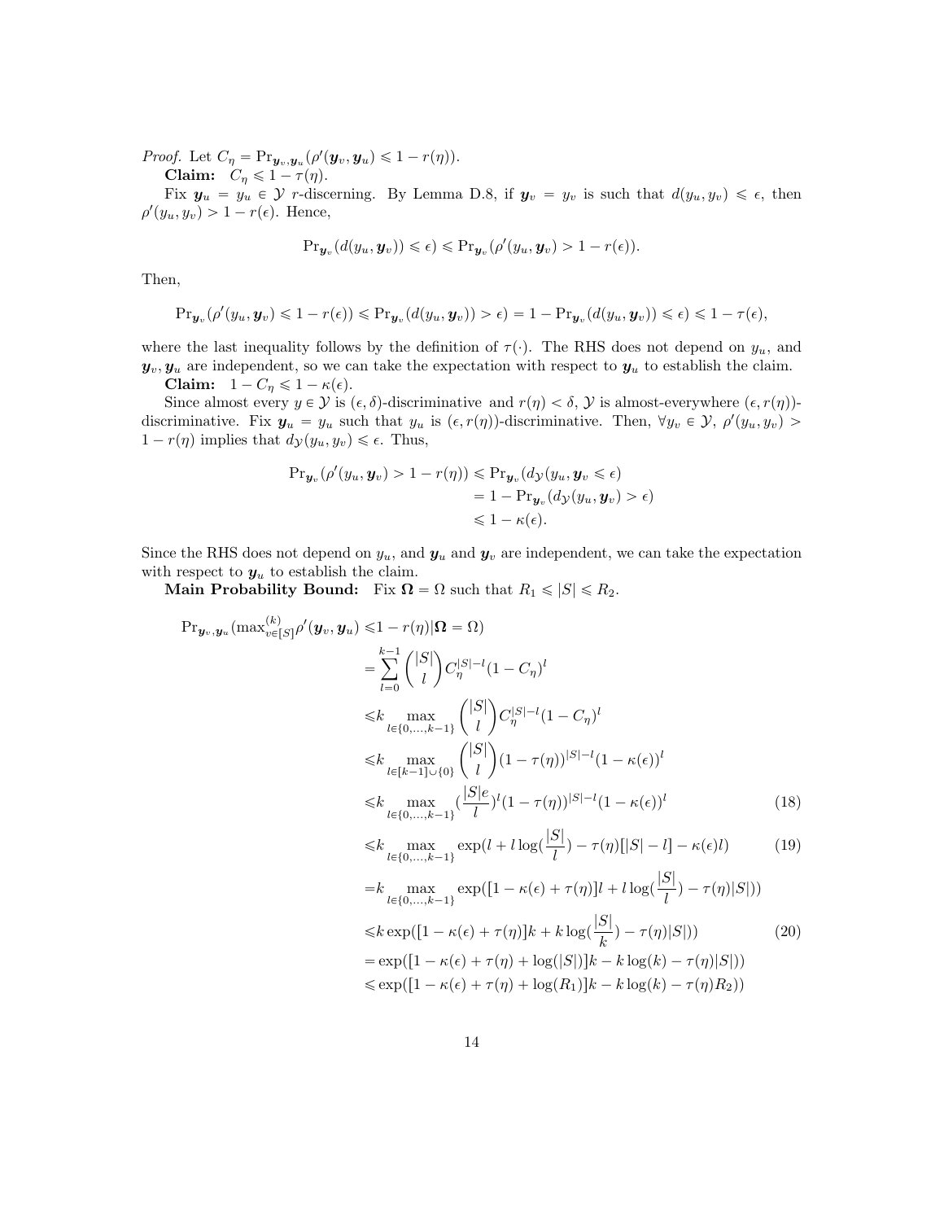*Proof.* Let $C_\eta = \Pr_{\boldsymbol{y}_v, \boldsymbol{y}_u}(\rho'(\boldsymbol{y}_v, \boldsymbol{y}_u) \leqslant 1 - r(\eta))$.

**Claim:** $C_\eta \leqslant 1 - \tau(\eta)$.

Fix $\boldsymbol{y}_u = y_u \in \mathcal{Y}$ $r$-discerning. By Lemma D.8, if $\boldsymbol{y}_v = y_v$ is such that $d(y_u, y_v) \leqslant \epsilon$, then $\rho'(y_u, y_v) > 1 - r(\epsilon)$. Hence,

$$\Pr_{\boldsymbol{y}_v}(d(y_u, \boldsymbol{y}_v)) \leqslant \epsilon) \leqslant \Pr_{\boldsymbol{y}_v}(\rho'(y_u, \boldsymbol{y}_v) > 1 - r(\epsilon)).$$

Then,

$$\Pr_{\boldsymbol{y}_v}(\rho'(y_u, \boldsymbol{y}_v) \leqslant 1 - r(\epsilon)) \leqslant \Pr_{\boldsymbol{y}_v}(d(y_u, \boldsymbol{y}_v)) > \epsilon) = 1 - \Pr_{\boldsymbol{y}_v}(d(y_u, \boldsymbol{y}_v)) \leqslant \epsilon) \leqslant 1 - \tau(\epsilon),$$

where the last inequality follows by the definition of $\tau(\cdot)$. The RHS does not depend on $y_u$, and $\boldsymbol{y}_v, \boldsymbol{y}_u$ are independent, so we can take the expectation with respect to $\boldsymbol{y}_u$ to establish the claim.

**Claim:** $1 - C_\eta \leqslant 1 - \kappa(\epsilon)$.

Since almost every $y \in \mathcal{Y}$ is $(\epsilon, \delta)$-discriminative and $r(\eta) < \delta$, $\mathcal{Y}$ is almost-everywhere $(\epsilon, r(\eta))$-discriminative. Fix $\boldsymbol{y}_u = y_u$ such that $y_u$ is $(\epsilon, r(\eta))$-discriminative. Then, $\forall y_v \in \mathcal{Y}$, $\rho'(y_u, y_v) > 1 - r(\eta)$ implies that $d_{\mathcal{Y}}(y_u, y_v) \leqslant \epsilon$. Thus,

$$\begin{aligned}
\Pr_{\boldsymbol{y}_v}(\rho'(y_u, \boldsymbol{y}_v) > 1 - r(\eta)) &\leqslant \Pr_{\boldsymbol{y}_v}(d_{\mathcal{Y}}(y_u, \boldsymbol{y}_v \leqslant \epsilon) \\
&= 1 - \Pr_{\boldsymbol{y}_v}(d_{\mathcal{Y}}(y_u, \boldsymbol{y}_v) > \epsilon) \\
&\leqslant 1 - \kappa(\epsilon).
\end{aligned}$$

Since the RHS does not depend on $y_u$, and $\boldsymbol{y}_u$ and $\boldsymbol{y}_v$ are independent, we can take the expectation with respect to $\boldsymbol{y}_u$ to establish the claim.

**Main Probability Bound:** Fix $\boldsymbol{\Omega} = \Omega$ such that $R_1 \leqslant |S| \leqslant R_2$.

$$\begin{aligned}
\Pr_{\boldsymbol{y}_v, \boldsymbol{y}_u}(\max\nolimits^{(k)}_{v \in [S]} \rho'(\boldsymbol{y}_v, \boldsymbol{y}_u) \leqslant & 1 - r(\eta) | \boldsymbol{\Omega} = \Omega) \\
&= \sum_{l=0}^{k-1} \binom{|S|}{l} C_\eta^{|S|-l}(1 - C_\eta)^l \\
&\leqslant k \max_{l \in \{0, \dots, k-1\}} \binom{|S|}{l} C_\eta^{|S|-l}(1 - C_\eta)^l \\
&\leqslant k \max_{l \in [k-1] \cup \{0\}} \binom{|S|}{l} (1 - \tau(\eta))^{|S|-l}(1 - \kappa(\epsilon))^l \\
&\leqslant k \max_{l \in \{0, \dots, k-1\}} (\frac{|S|e}{l})^l (1 - \tau(\eta))^{|S|-l}(1 - \kappa(\epsilon))^l & (18) \\
&\leqslant k \max_{l \in \{0, \dots, k-1\}} \exp(l + l \log(\frac{|S|}{l}) - \tau(\eta)[|S| - l] - \kappa(\epsilon) l) & (19) \\
&= k \max_{l \in \{0, \dots, k-1\}} \exp([1 - \kappa(\epsilon) + \tau(\eta)]l + l \log(\frac{|S|}{l}) - \tau(\eta)|S|)) \\
&\leqslant k \exp([1 - \kappa(\epsilon) + \tau(\eta)]k + k \log(\frac{|S|}{k}) - \tau(\eta)|S|)) & (20) \\
&= \exp([1 - \kappa(\epsilon) + \tau(\eta) + \log(|S|)]k - k \log(k) - \tau(\eta)|S|)) \\
&\leqslant \exp([1 - \kappa(\epsilon) + \tau(\eta) + \log(R_1)]k - k \log(k) - \tau(\eta) R_2))
\end{aligned}$$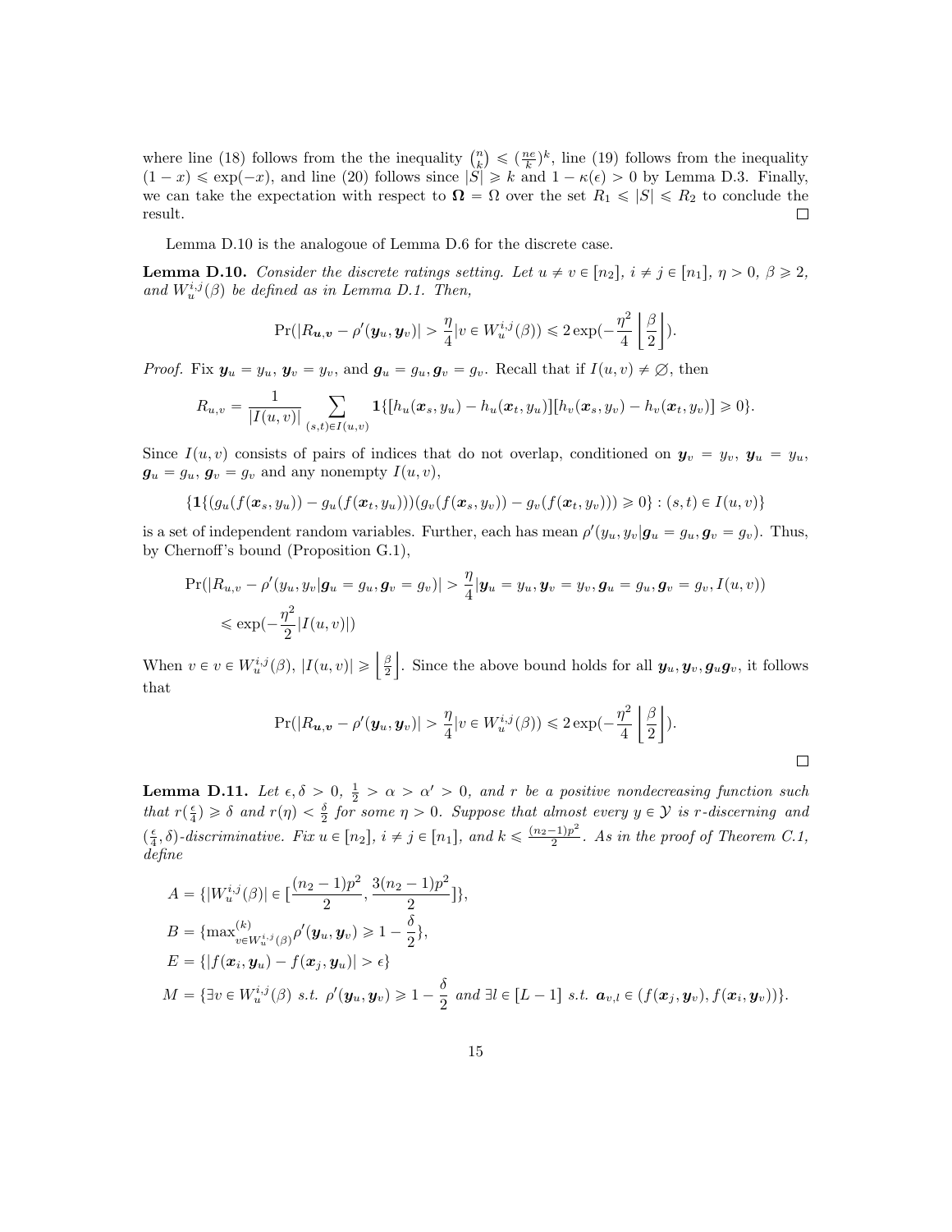where line (18) follows from the the inequality $\binom{n}{k} \leqslant (\frac{ne}{k})^k$, line (19) follows from the inequality $(1-x) \leqslant \exp(-x)$, and line (20) follows since $|S| \geqslant k$ and $1 - \kappa(\epsilon) > 0$ by Lemma D.3. Finally, we can take the expectation with respect to $\boldsymbol{\Omega} = \Omega$ over the set $R_1 \leqslant |S| \leqslant R_2$ to conclude the result. ☐

Lemma D.10 is the analogoue of Lemma D.6 for the discrete case.

**Lemma D.10.** *Consider the discrete ratings setting. Let $u \neq v \in [n_2]$, $i \neq j \in [n_1]$, $\eta > 0$, $\beta \geqslant 2$, and $W_u^{i,j}(\beta)$ be defined as in Lemma D.1. Then,*

$$\Pr(|R_{\boldsymbol{u},\boldsymbol{v}} - \rho'(\boldsymbol{y}_u, \boldsymbol{y}_v)| > \frac{\eta}{4} | v \in W_u^{i,j}(\beta)) \leqslant 2\exp(-\frac{\eta^2}{4}\left\lfloor\frac{\beta}{2}\right\rfloor).$$

*Proof.* Fix $\boldsymbol{y}_u = y_u$, $\boldsymbol{y}_v = y_v$, and $\boldsymbol{g}_u = g_u, \boldsymbol{g}_v = g_v$. Recall that if $I(u,v) \neq \varnothing$, then

$$R_{u,v} = \frac{1}{|I(u,v)|} \sum_{(s,t) \in I(u,v)} \mathbf{1}\{[h_u(\boldsymbol{x}_s, y_u) - h_u(\boldsymbol{x}_t, y_u)][h_v(\boldsymbol{x}_s, y_v) - h_v(\boldsymbol{x}_t, y_v)] \geqslant 0\}.$$

Since $I(u,v)$ consists of pairs of indices that do not overlap, conditioned on $\boldsymbol{y}_v = y_v$, $\boldsymbol{y}_u = y_u$, $\boldsymbol{g}_u = g_u$, $\boldsymbol{g}_v = g_v$ and any nonempty $I(u,v)$,

$$\{\mathbf{1}\{(g_u(f(\boldsymbol{x}_s, y_u)) - g_u(f(\boldsymbol{x}_t, y_u)))(g_v(f(\boldsymbol{x}_s, y_v)) - g_v(f(\boldsymbol{x}_t, y_v))) \geqslant 0\} : (s,t) \in I(u,v)\}$$

is a set of independent random variables. Further, each has mean $\rho'(y_u, y_v | \boldsymbol{g}_u = g_u, \boldsymbol{g}_v = g_v)$. Thus, by Chernoff's bound (Proposition G.1),

$$\begin{aligned}
&\Pr(|R_{u,v} - \rho'(y_u, y_v | \boldsymbol{g}_u = g_u, \boldsymbol{g}_v = g_v)| > \frac{\eta}{4} | \boldsymbol{y}_u = y_u, \boldsymbol{y}_v = y_v, \boldsymbol{g}_u = g_u, \boldsymbol{g}_v = g_v, I(u,v)) \\
&\quad \leqslant \exp(-\frac{\eta^2}{2}|I(u,v)|)
\end{aligned}$$

When $v \in v \in W_u^{i,j}(\beta)$, $|I(u,v)| \geqslant \left\lfloor\frac{\beta}{2}\right\rfloor$. Since the above bound holds for all $\boldsymbol{y}_u, \boldsymbol{y}_v, \boldsymbol{g}_u \boldsymbol{g}_v$, it follows that

$$\Pr(|R_{\boldsymbol{u},\boldsymbol{v}} - \rho'(\boldsymbol{y}_u, \boldsymbol{y}_v)| > \frac{\eta}{4} | v \in W_u^{i,j}(\beta)) \leqslant 2\exp(-\frac{\eta^2}{4}\left\lfloor\frac{\beta}{2}\right\rfloor).$$

☐

**Lemma D.11.** *Let $\epsilon, \delta > 0$, $\frac{1}{2} > \alpha > \alpha' > 0$, and $r$ be a positive nondecreasing function such that $r(\frac{\epsilon}{4}) \geqslant \delta$ and $r(\eta) < \frac{\delta}{2}$ for some $\eta > 0$. Suppose that almost every $y \in \mathcal{Y}$ is $r$-discerning and $(\frac{\epsilon}{4}, \delta)$-discriminative. Fix $u \in [n_2]$, $i \neq j \in [n_1]$, and $k \leqslant \frac{(n_2-1)p^2}{2}$. As in the proof of Theorem C.1, define*

$$\begin{aligned}
A &= \{|W_u^{i,j}(\beta)| \in [\frac{(n_2-1)p^2}{2}, \frac{3(n_2-1)p^2}{2}]\}, \\
B &= \{\max\nolimits^{(k)}_{v \in W_u^{i,j}(\beta)} \rho'(\boldsymbol{y}_u, \boldsymbol{y}_v) \geqslant 1 - \frac{\delta}{2}\}, \\
E &= \{|f(\boldsymbol{x}_i, \boldsymbol{y}_u) - f(\boldsymbol{x}_j, \boldsymbol{y}_u)| > \epsilon\} \\
M &= \{\exists v \in W_u^{i,j}(\beta) \text{ s.t. } \rho'(\boldsymbol{y}_u, \boldsymbol{y}_v) \geqslant 1 - \frac{\delta}{2} \text{ and } \exists l \in [L-1] \text{ s.t. } \boldsymbol{a}_{v,l} \in (f(\boldsymbol{x}_j, \boldsymbol{y}_v), f(\boldsymbol{x}_i, \boldsymbol{y}_v))\}.
\end{aligned}$$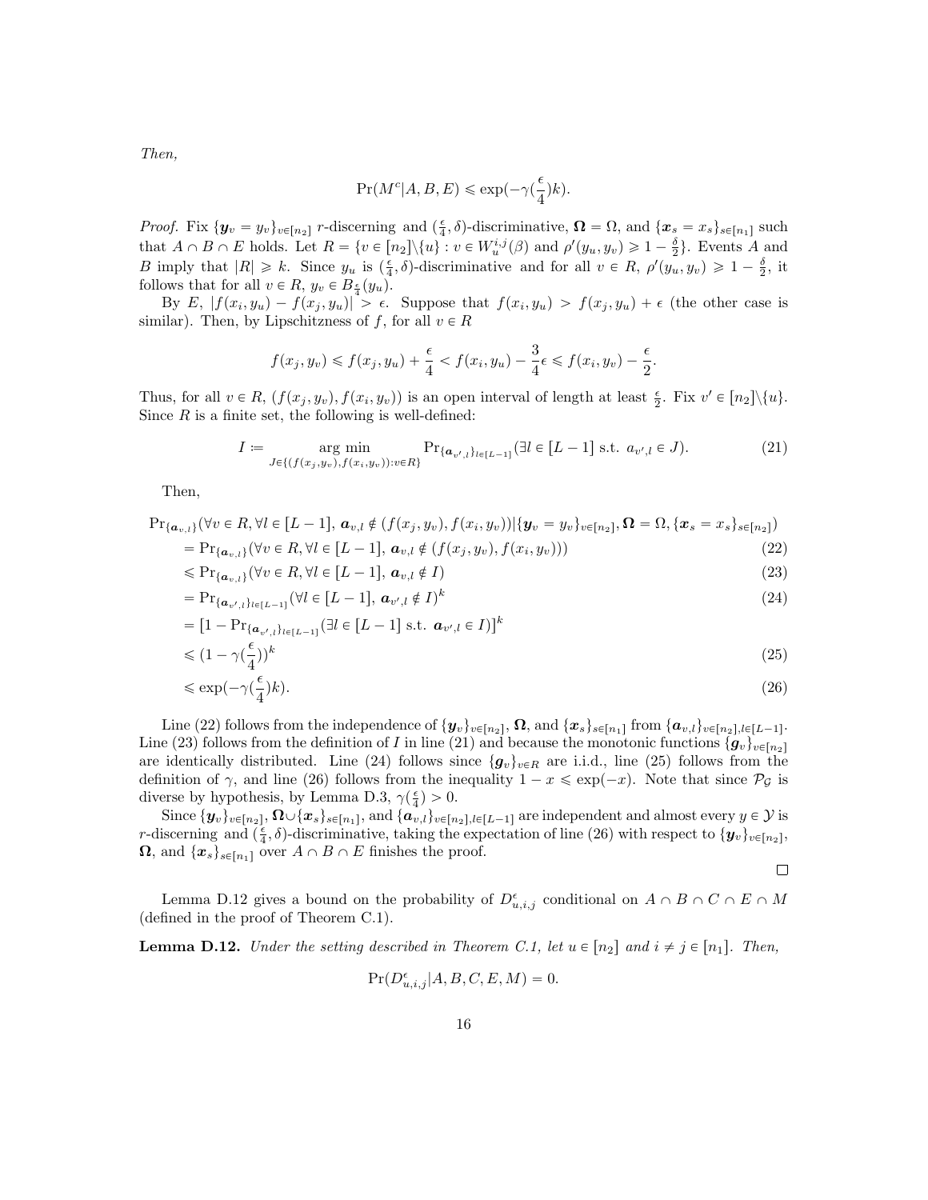*Then,*

$$\Pr(M^c|A, B, E) \leqslant \exp(-\gamma(\frac{\epsilon}{4})k).$$

*Proof.* Fix $\{\boldsymbol{y}_v = y_v\}_{v\in[n_2]}$ $r$-discerning and $(\frac{\epsilon}{4}, \delta)$-discriminative, $\boldsymbol{\Omega} = \Omega$, and $\{\boldsymbol{x}_s = x_s\}_{s\in[n_1]}$ such that $A \cap B \cap E$ holds. Let $R = \{v \in [n_2]\backslash\{u\} : v \in W_u^{i,j}(\beta) \text{ and } \rho'(y_u, y_v) \geqslant 1 - \frac{\delta}{2}\}$. Events $A$ and $B$ imply that $|R| \geqslant k$. Since $y_u$ is $(\frac{\epsilon}{4}, \delta)$-discriminative and for all $v \in R$, $\rho'(y_u, y_v) \geqslant 1 - \frac{\delta}{2}$, it follows that for all $v \in R$, $y_v \in B_{\frac{\epsilon}{4}}(y_u)$.

By $E$, $|f(x_i, y_u) - f(x_j, y_u)| > \epsilon$. Suppose that $f(x_i, y_u) > f(x_j, y_u) + \epsilon$ (the other case is similar). Then, by Lipschitzness of $f$, for all $v \in R$

$$f(x_j, y_v) \leqslant f(x_j, y_u) + \frac{\epsilon}{4} < f(x_i, y_u) - \frac{3}{4}\epsilon \leqslant f(x_i, y_v) - \frac{\epsilon}{2}.$$

Thus, for all $v \in R$, $(f(x_j, y_v), f(x_i, y_v))$ is an open interval of length at least $\frac{\epsilon}{2}$. Fix $v' \in [n_2]\backslash\{u\}$. Since $R$ is a finite set, the following is well-defined:

$$I := \underset{J\in\{(f(x_j,y_v),f(x_i,y_v)):v\in R\}}{\arg\min} \Pr_{\{\boldsymbol{a}_{v',l}\}_{l\in[L-1]}}(\exists l \in [L-1] \text{ s.t. } a_{v',l} \in J). \tag{21}$$

Then,

$$\begin{aligned}
&\Pr_{\{\boldsymbol{a}_{v,l}\}}(\forall v \in R, \forall l \in [L-1],\, \boldsymbol{a}_{v,l} \notin (f(x_j, y_v), f(x_i, y_v))|\{\boldsymbol{y}_v = y_v\}_{v\in[n_2]}, \boldsymbol{\Omega} = \Omega, \{\boldsymbol{x}_s = x_s\}_{s\in[n_2]}) \\
&\quad = \Pr_{\{\boldsymbol{a}_{v,l}\}}(\forall v \in R, \forall l \in [L-1],\, \boldsymbol{a}_{v,l} \notin (f(x_j, y_v), f(x_i, y_v))) && (22)\\
&\quad \leqslant \Pr_{\{\boldsymbol{a}_{v,l}\}}(\forall v \in R, \forall l \in [L-1],\, \boldsymbol{a}_{v,l} \notin I) && (23)\\
&\quad = \Pr_{\{\boldsymbol{a}_{v',l}\}_{l\in[L-1]}}(\forall l \in [L-1],\, \boldsymbol{a}_{v',l} \notin I)^k && (24)\\
&\quad = [1 - \Pr_{\{\boldsymbol{a}_{v',l}\}_{l\in[L-1]}}(\exists l \in [L-1] \text{ s.t. } \boldsymbol{a}_{v',l} \in I)]^k \\
&\quad \leqslant (1 - \gamma(\frac{\epsilon}{4}))^k && (25)\\
&\quad \leqslant \exp(-\gamma(\frac{\epsilon}{4})k). && (26)
\end{aligned}$$

Line (22) follows from the independence of $\{\boldsymbol{y}_v\}_{v\in[n_2]}$, $\boldsymbol{\Omega}$, and $\{\boldsymbol{x}_s\}_{s\in[n_1]}$ from $\{\boldsymbol{a}_{v,l}\}_{v\in[n_2],l\in[L-1]}$. Line (23) follows from the definition of $I$ in line (21) and because the monotonic functions $\{\boldsymbol{g}_v\}_{v\in[n_2]}$ are identically distributed. Line (24) follows since $\{\boldsymbol{g}_v\}_{v\in R}$ are i.i.d., line (25) follows from the definition of $\gamma$, and line (26) follows from the inequality $1 - x \leqslant \exp(-x)$. Note that since $\mathcal{P}_{\mathcal{G}}$ is diverse by hypothesis, by Lemma D.3, $\gamma(\frac{\epsilon}{4}) > 0$.

Since $\{\boldsymbol{y}_v\}_{v\in[n_2]}$, $\boldsymbol{\Omega}\cup\{\boldsymbol{x}_s\}_{s\in[n_1]}$, and $\{\boldsymbol{a}_{v,l}\}_{v\in[n_2],l\in[L-1]}$ are independent and almost every $y \in \mathcal{Y}$ is $r$-discerning and $(\frac{\epsilon}{4}, \delta)$-discriminative, taking the expectation of line (26) with respect to $\{\boldsymbol{y}_v\}_{v\in[n_2]}$, $\boldsymbol{\Omega}$, and $\{\boldsymbol{x}_s\}_{s\in[n_1]}$ over $A \cap B \cap E$ finishes the proof.

□

Lemma D.12 gives a bound on the probability of $D_{u,i,j}^{\epsilon}$ conditional on $A \cap B \cap C \cap E \cap M$ (defined in the proof of Theorem C.1).

**Lemma D.12.** *Under the setting described in Theorem C.1, let $u \in [n_2]$ and $i \neq j \in [n_1]$. Then,*

$$\Pr(D_{u,i,j}^{\epsilon}|A, B, C, E, M) = 0.$$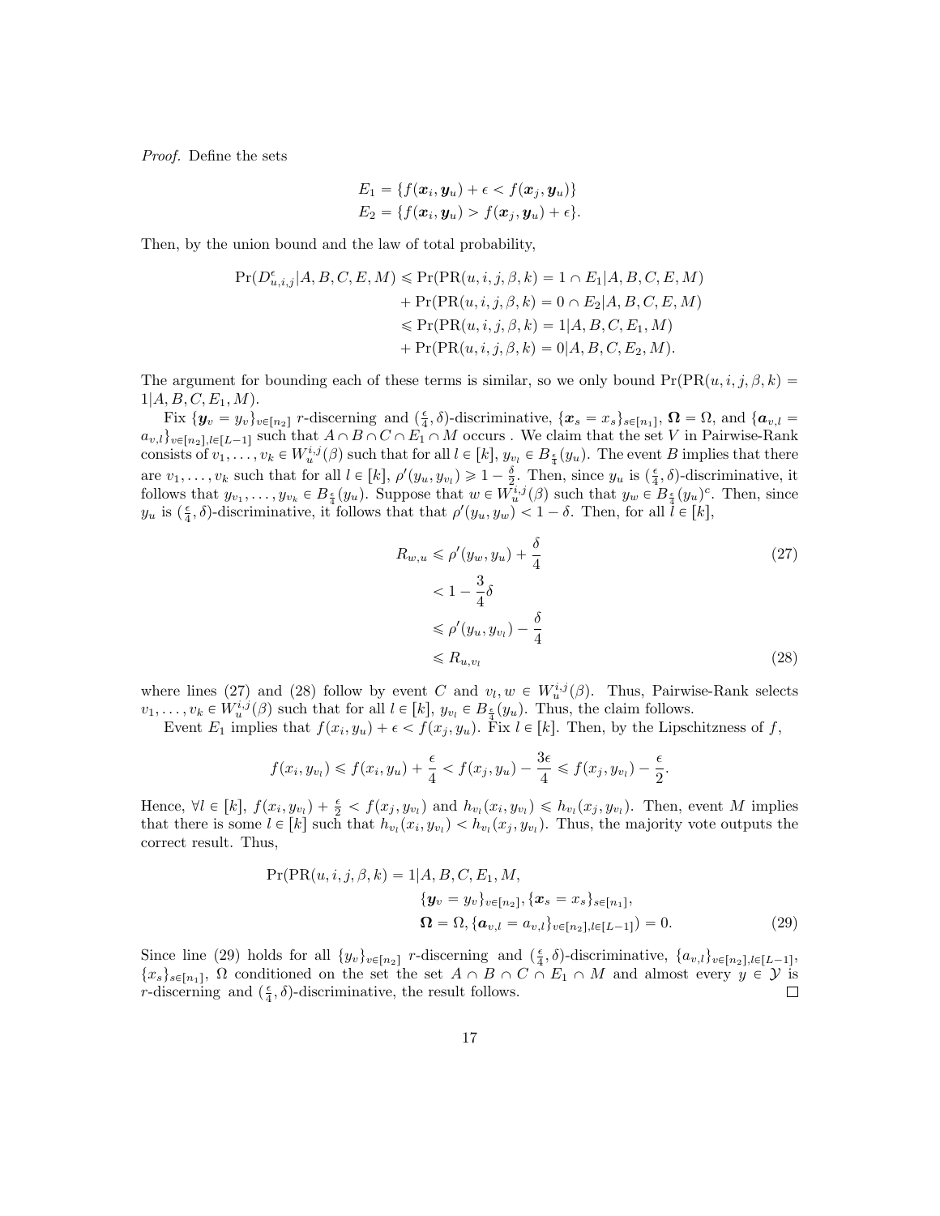*Proof.* Define the sets

$$E_1 = \{f(\boldsymbol{x}_i, \boldsymbol{y}_u) + \epsilon < f(\boldsymbol{x}_j, \boldsymbol{y}_u)\}$$
$$E_2 = \{f(\boldsymbol{x}_i, \boldsymbol{y}_u) > f(\boldsymbol{x}_j, \boldsymbol{y}_u) + \epsilon\}.$$

Then, by the union bound and the law of total probability,

$$\begin{aligned}
\Pr(D^{\epsilon}_{u,i,j}|A, B, C, E, M) &\leqslant \Pr(\text{PR}(u, i, j, \beta, k) = 1 \cap E_1|A, B, C, E, M) \\
&+ \Pr(\text{PR}(u, i, j, \beta, k) = 0 \cap E_2|A, B, C, E, M) \\
&\leqslant \Pr(\text{PR}(u, i, j, \beta, k) = 1|A, B, C, E_1, M) \\
&+ \Pr(\text{PR}(u, i, j, \beta, k) = 0|A, B, C, E_2, M).
\end{aligned}$$

The argument for bounding each of these terms is similar, so we only bound $\Pr(\text{PR}(u, i, j, \beta, k) = 1|A, B, C, E_1, M)$.

Fix $\{\boldsymbol{y}_v = y_v\}_{v\in[n_2]}$ $r$-discerning and $(\frac{\epsilon}{4}, \delta)$-discriminative, $\{\boldsymbol{x}_s = x_s\}_{s\in[n_1]}$, $\boldsymbol{\Omega} = \Omega$, and $\{\boldsymbol{a}_{v,l} = a_{v,l}\}_{v\in[n_2],l\in[L-1]}$ such that $A \cap B \cap C \cap E_1 \cap M$ occurs . We claim that the set $V$ in Pairwise-Rank consists of $v_1, \ldots, v_k \in W^{i,j}_u(\beta)$ such that for all $l \in [k]$, $y_{v_l} \in B_{\frac{\epsilon}{4}}(y_u)$. The event $B$ implies that there are $v_1, \ldots, v_k$ such that for all $l \in [k]$, $\rho'(y_u, y_{v_l}) \geqslant 1 - \frac{\delta}{2}$. Then, since $y_u$ is $(\frac{\epsilon}{4}, \delta)$-discriminative, it follows that $y_{v_1}, \ldots, y_{v_k} \in B_{\frac{\epsilon}{4}}(y_u)$. Suppose that $w \in W^{i,j}_u(\beta)$ such that $y_w \in B_{\frac{\epsilon}{4}}(y_u)^c$. Then, since $y_u$ is $(\frac{\epsilon}{4}, \delta)$-discriminative, it follows that that $\rho'(y_u, y_w) < 1 - \delta$. Then, for all $l \in [k]$,

$$\begin{aligned}
R_{w,u} &\leqslant \rho'(y_w, y_u) + \frac{\delta}{4} &(27)\\
&< 1 - \frac{3}{4}\delta \\
&\leqslant \rho'(y_u, y_{v_l}) - \frac{\delta}{4} \\
&\leqslant R_{u,v_l} &(28)
\end{aligned}$$

where lines (27) and (28) follow by event $C$ and $v_l, w \in W^{i,j}_u(\beta)$. Thus, Pairwise-Rank selects $v_1, \ldots, v_k \in W^{i,j}_u(\beta)$ such that for all $l \in [k]$, $y_{v_l} \in B_{\frac{\epsilon}{4}}(y_u)$. Thus, the claim follows.

Event $E_1$ implies that $f(x_i, y_u) + \epsilon < f(x_j, y_u)$. Fix $l \in [k]$. Then, by the Lipschitzness of $f$,

$$f(x_i, y_{v_l}) \leqslant f(x_i, y_u) + \frac{\epsilon}{4} < f(x_j, y_u) - \frac{3\epsilon}{4} \leqslant f(x_j, y_{v_l}) - \frac{\epsilon}{2}.$$

Hence, $\forall l \in [k]$, $f(x_i, y_{v_l}) + \frac{\epsilon}{2} < f(x_j, y_{v_l})$ and $h_{v_l}(x_i, y_{v_l}) \leqslant h_{v_l}(x_j, y_{v_l})$. Then, event $M$ implies that there is some $l \in [k]$ such that $h_{v_l}(x_i, y_{v_l}) < h_{v_l}(x_j, y_{v_l})$. Thus, the majority vote outputs the correct result. Thus,

$$\begin{aligned}
\Pr(\text{PR}(u, i, j, \beta, k) = 1|A, B, C, E_1, M, &\\
\{\boldsymbol{y}_v = y_v\}_{v\in[n_2]}, \{\boldsymbol{x}_s = x_s\}_{s\in[n_1]}, &\\
\boldsymbol{\Omega} = \Omega, \{\boldsymbol{a}_{v,l} = a_{v,l}\}_{v\in[n_2],l\in[L-1]}) = 0. &\qquad (29)
\end{aligned}$$

Since line (29) holds for all $\{y_v\}_{v\in[n_2]}$ $r$-discerning and $(\frac{\epsilon}{4}, \delta)$-discriminative, $\{a_{v,l}\}_{v\in[n_2],l\in[L-1]}$, $\{x_s\}_{s\in[n_1]}$, $\Omega$ conditioned on the set the set $A \cap B \cap C \cap E_1 \cap M$ and almost every $y \in \mathcal{Y}$ is $r$-discerning and $(\frac{\epsilon}{4}, \delta)$-discriminative, the result follows. $\square$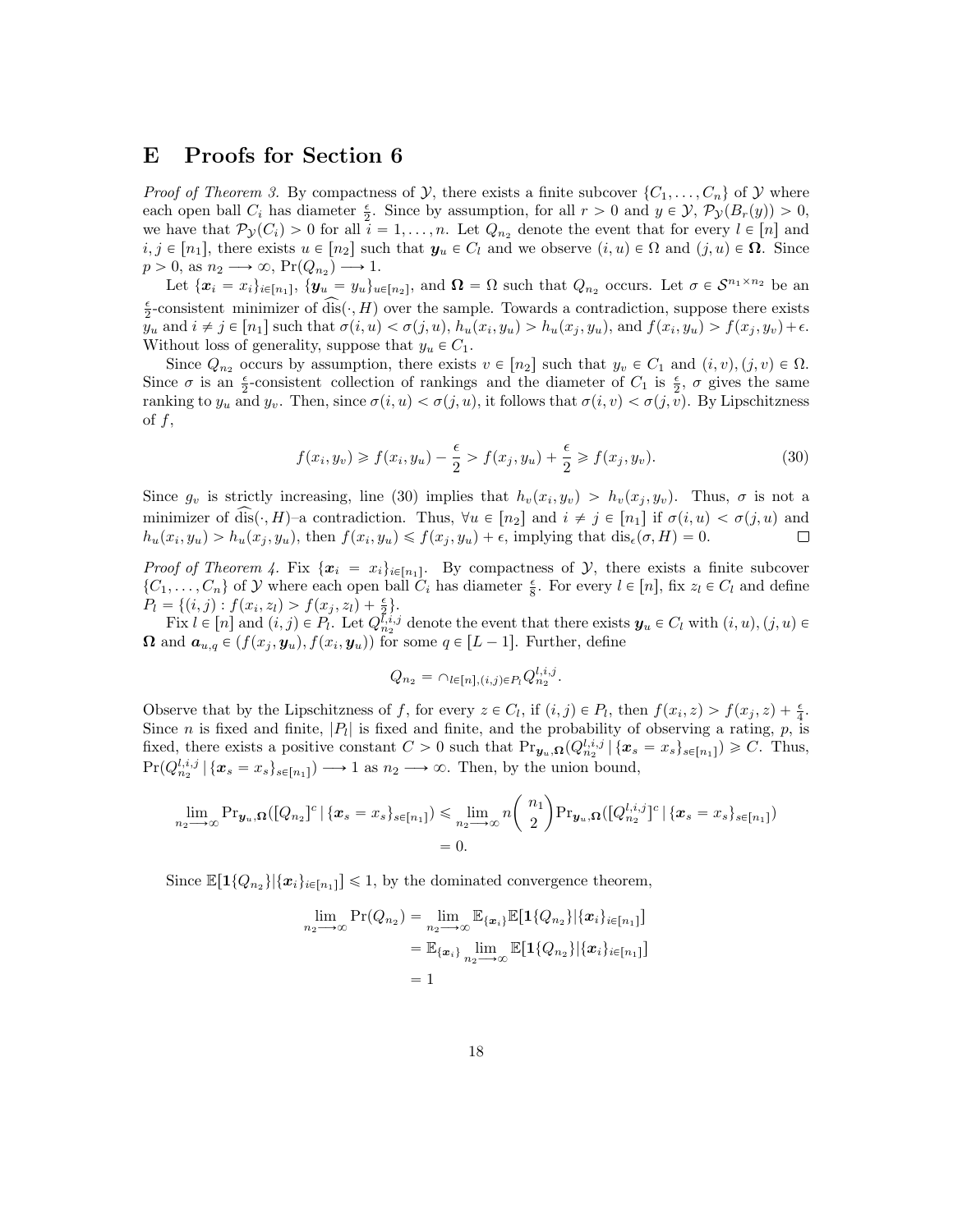# E Proofs for Section 6

*Proof of Theorem 3.* By compactness of $\mathcal{Y}$, there exists a finite subcover $\{C_1, \ldots, C_n\}$ of $\mathcal{Y}$ where each open ball $C_i$ has diameter $\frac{\epsilon}{2}$. Since by assumption, for all $r > 0$ and $y \in \mathcal{Y}$, $\mathcal{P}_{\mathcal{Y}}(B_r(y)) > 0$, we have that $\mathcal{P}_{\mathcal{Y}}(C_i) > 0$ for all $i = 1, \ldots, n$. Let $Q_{n_2}$ denote the event that for every $l \in [n]$ and $i, j \in [n_1]$, there exists $u \in [n_2]$ such that $\boldsymbol{y}_u \in C_l$ and we observe $(i, u) \in \Omega$ and $(j, u) \in \boldsymbol{\Omega}$. Since $p > 0$, as $n_2 \longrightarrow \infty$, $\Pr(Q_{n_2}) \longrightarrow 1$.

Let $\{\boldsymbol{x}_i = x_i\}_{i \in [n_1]}$, $\{\boldsymbol{y}_u = y_u\}_{u \in [n_2]}$, and $\boldsymbol{\Omega} = \Omega$ such that $Q_{n_2}$ occurs. Let $\sigma \in \mathcal{S}^{n_1 \times n_2}$ be an $\frac{\epsilon}{2}$-consistent minimizer of $\widehat{\text{dis}}(\cdot, H)$ over the sample. Towards a contradiction, suppose there exists $y_u$ and $i \neq j \in [n_1]$ such that $\sigma(i, u) < \sigma(j, u)$, $h_u(x_i, y_u) > h_u(x_j, y_u)$, and $f(x_i, y_u) > f(x_j, y_v) + \epsilon$. Without loss of generality, suppose that $y_u \in C_1$.

Since $Q_{n_2}$ occurs by assumption, there exists $v \in [n_2]$ such that $y_v \in C_1$ and $(i, v), (j, v) \in \Omega$. Since $\sigma$ is an $\frac{\epsilon}{2}$-consistent collection of rankings and the diameter of $C_1$ is $\frac{\epsilon}{2}$, $\sigma$ gives the same ranking to $y_u$ and $y_v$. Then, since $\sigma(i, u) < \sigma(j, u)$, it follows that $\sigma(i, v) < \sigma(j, v)$. By Lipschitzness of $f$,

$$f(x_i, y_v) \geqslant f(x_i, y_u) - \frac{\epsilon}{2} > f(x_j, y_u) + \frac{\epsilon}{2} \geqslant f(x_j, y_v). \tag{30}$$

Since $g_v$ is strictly increasing, line (30) implies that $h_v(x_i, y_v) > h_v(x_j, y_v)$. Thus, $\sigma$ is not a minimizer of $\widehat{\text{dis}}(\cdot, H)$–a contradiction. Thus, $\forall u \in [n_2]$ and $i \neq j \in [n_1]$ if $\sigma(i, u) < \sigma(j, u)$ and $h_u(x_i, y_u) > h_u(x_j, y_u)$, then $f(x_i, y_u) \leqslant f(x_j, y_u) + \epsilon$, implying that $\text{dis}_\epsilon(\sigma, H) = 0$. $\square$

*Proof of Theorem 4.* Fix $\{\boldsymbol{x}_i = x_i\}_{i \in [n_1]}$. By compactness of $\mathcal{Y}$, there exists a finite subcover $\{C_1, \ldots, C_n\}$ of $\mathcal{Y}$ where each open ball $C_i$ has diameter $\frac{\epsilon}{8}$. For every $l \in [n]$, fix $z_l \in C_l$ and define $P_l = \{(i, j) : f(x_i, z_l) > f(x_j, z_l) + \frac{\epsilon}{2}\}$.

Fix $l \in [n]$ and $(i, j) \in P_l$. Let $Q_{n_2}^{l,i,j}$ denote the event that there exists $\boldsymbol{y}_u \in C_l$ with $(i, u), (j, u) \in \boldsymbol{\Omega}$ and $\boldsymbol{a}_{u,q} \in (f(x_j, \boldsymbol{y}_u), f(x_i, \boldsymbol{y}_u))$ for some $q \in [L-1]$. Further, define

$$Q_{n_2} = \cap_{l \in [n], (i,j) \in P_l} Q_{n_2}^{l,i,j}.$$

Observe that by the Lipschitzness of $f$, for every $z \in C_l$, if $(i, j) \in P_l$, then $f(x_i, z) > f(x_j, z) + \frac{\epsilon}{4}$. Since $n$ is fixed and finite, $|P_l|$ is fixed and finite, and the probability of observing a rating, $p$, is fixed, there exists a positive constant $C > 0$ such that $\Pr_{\boldsymbol{y}_u, \boldsymbol{\Omega}}(Q_{n_2}^{l,i,j} \,|\, \{\boldsymbol{x}_s = x_s\}_{s \in [n_1]}) \geqslant C$. Thus, $\Pr(Q_{n_2}^{l,i,j} \,|\, \{\boldsymbol{x}_s = x_s\}_{s \in [n_1]}) \longrightarrow 1$ as $n_2 \longrightarrow \infty$. Then, by the union bound,

$$\begin{aligned}
\lim_{n_2 \longrightarrow \infty} \Pr_{\boldsymbol{y}_u, \boldsymbol{\Omega}}([Q_{n_2}]^c \,|\, \{\boldsymbol{x}_s = x_s\}_{s \in [n_1]}) &\leqslant \lim_{n_2 \longrightarrow \infty} n \binom{n_1}{2} \Pr_{\boldsymbol{y}_u, \boldsymbol{\Omega}}([Q_{n_2}^{l,i,j}]^c \,|\, \{\boldsymbol{x}_s = x_s\}_{s \in [n_1]}) \\
&= 0.
\end{aligned}$$

Since $\mathbb{E}[\mathbf{1}\{Q_{n_2}\} | \{\boldsymbol{x}_i\}_{i \in [n_1]}] \leqslant 1$, by the dominated convergence theorem,

$$\begin{aligned}
\lim_{n_2 \longrightarrow \infty} \Pr(Q_{n_2}) &= \lim_{n_2 \longrightarrow \infty} \mathbb{E}_{\{\boldsymbol{x}_i\}} \mathbb{E}[\mathbf{1}\{Q_{n_2}\} | \{\boldsymbol{x}_i\}_{i \in [n_1]}] \\
&= \mathbb{E}_{\{\boldsymbol{x}_i\}} \lim_{n_2 \longrightarrow \infty} \mathbb{E}[\mathbf{1}\{Q_{n_2}\} | \{\boldsymbol{x}_i\}_{i \in [n_1]}] \\
&= 1
\end{aligned}$$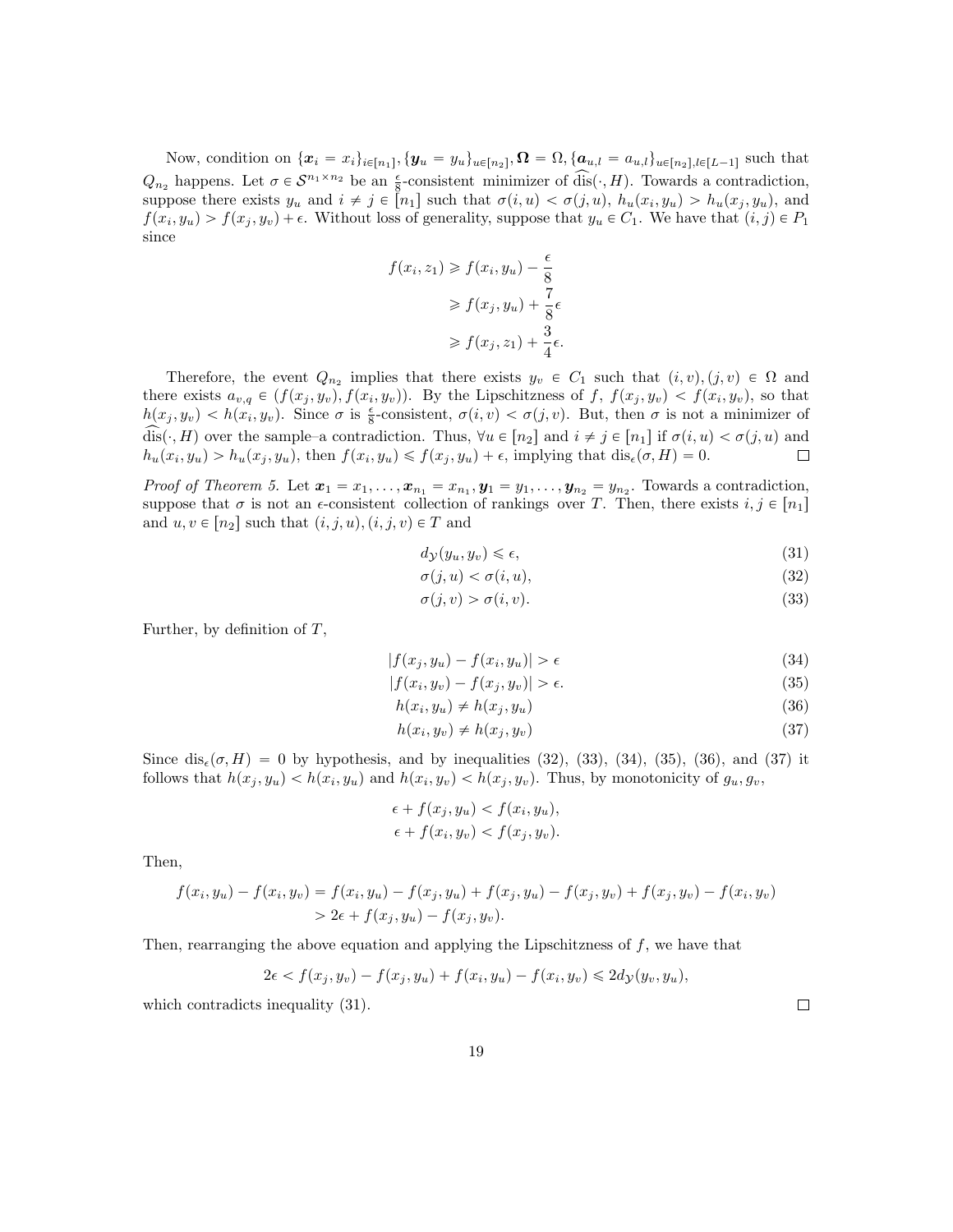Now, condition on $\{\boldsymbol{x}_i = x_i\}_{i\in[n_1]}, \{\boldsymbol{y}_u = y_u\}_{u\in[n_2]}, \boldsymbol{\Omega} = \Omega, \{\boldsymbol{a}_{u,l} = a_{u,l}\}_{u\in[n_2],l\in[L-1]}$ such that $Q_{n_2}$ happens. Let $\sigma \in \mathcal{S}^{n_1\times n_2}$ be an $\frac{\epsilon}{8}$-consistent minimizer of $\widehat{\text{dis}}(\cdot, H)$. Towards a contradiction, suppose there exists $y_u$ and $i \neq j \in [n_1]$ such that $\sigma(i,u) < \sigma(j,u)$, $h_u(x_i, y_u) > h_u(x_j, y_u)$, and $f(x_i, y_u) > f(x_j, y_v) + \epsilon$. Without loss of generality, suppose that $y_u \in C_1$. We have that $(i,j) \in P_1$ since

$$
\begin{aligned}
f(x_i, z_1) &\geqslant f(x_i, y_u) - \frac{\epsilon}{8} \\
&\geqslant f(x_j, y_u) + \frac{7}{8}\epsilon \\
&\geqslant f(x_j, z_1) + \frac{3}{4}\epsilon.
\end{aligned}
$$

Therefore, the event $Q_{n_2}$ implies that there exists $y_v \in C_1$ such that $(i,v),(j,v) \in \Omega$ and there exists $a_{v,q} \in (f(x_j, y_v), f(x_i, y_v))$. By the Lipschitzness of $f$, $f(x_j, y_v) < f(x_i, y_v)$, so that $h(x_j, y_v) < h(x_i, y_v)$. Since $\sigma$ is $\frac{\epsilon}{8}$-consistent, $\sigma(i,v) < \sigma(j,v)$. But, then $\sigma$ is not a minimizer of $\widehat{\text{dis}}(\cdot, H)$ over the sample–a contradiction. Thus, $\forall u \in [n_2]$ and $i \neq j \in [n_1]$ if $\sigma(i,u) < \sigma(j,u)$ and $h_u(x_i, y_u) > h_u(x_j, y_u)$, then $f(x_i, y_u) \leqslant f(x_j, y_u) + \epsilon$, implying that $\text{dis}_\epsilon(\sigma, H) = 0$. ◻

*Proof of Theorem 5.* Let $\boldsymbol{x}_1 = x_1, \ldots, \boldsymbol{x}_{n_1} = x_{n_1}, \boldsymbol{y}_1 = y_1, \ldots, \boldsymbol{y}_{n_2} = y_{n_2}$. Towards a contradiction, suppose that $\sigma$ is not an $\epsilon$-consistent collection of rankings over $T$. Then, there exists $i, j \in [n_1]$ and $u, v \in [n_2]$ such that $(i,j,u),(i,j,v) \in T$ and

$$d_{\mathcal{Y}}(y_u, y_v) \leqslant \epsilon, \tag{31}$$

$$\sigma(j,u) < \sigma(i,u), \tag{32}$$

$$\sigma(j,v) > \sigma(i,v). \tag{33}$$

Further, by definition of $T$,

$$|f(x_j, y_u) - f(x_i, y_u)| > \epsilon \tag{34}$$

$$|f(x_i, y_v) - f(x_j, y_v)| > \epsilon. \tag{35}$$

$$h(x_i, y_u) \neq h(x_j, y_u) \tag{36}$$

$$h(x_i, y_v) \neq h(x_j, y_v) \tag{37}$$

Since $\text{dis}_\epsilon(\sigma, H) = 0$ by hypothesis, and by inequalities (32), (33), (34), (35), (36), and (37) it follows that $h(x_j, y_u) < h(x_i, y_u)$ and $h(x_i, y_v) < h(x_j, y_v)$. Thus, by monotonicity of $g_u, g_v$,

$$
\begin{aligned}
\epsilon + f(x_j, y_u) &< f(x_i, y_u), \\
\epsilon + f(x_i, y_v) &< f(x_j, y_v).
\end{aligned}
$$

Then,

$$
\begin{aligned}
f(x_i, y_u) - f(x_i, y_v) &= f(x_i, y_u) - f(x_j, y_u) + f(x_j, y_u) - f(x_j, y_v) + f(x_j, y_v) - f(x_i, y_v) \\
&> 2\epsilon + f(x_j, y_u) - f(x_j, y_v).
\end{aligned}
$$

Then, rearranging the above equation and applying the Lipschitzness of $f$, we have that

$$2\epsilon < f(x_j, y_v) - f(x_j, y_u) + f(x_i, y_u) - f(x_i, y_v) \leqslant 2d_{\mathcal{Y}}(y_v, y_u),$$

which contradicts inequality (31). ◻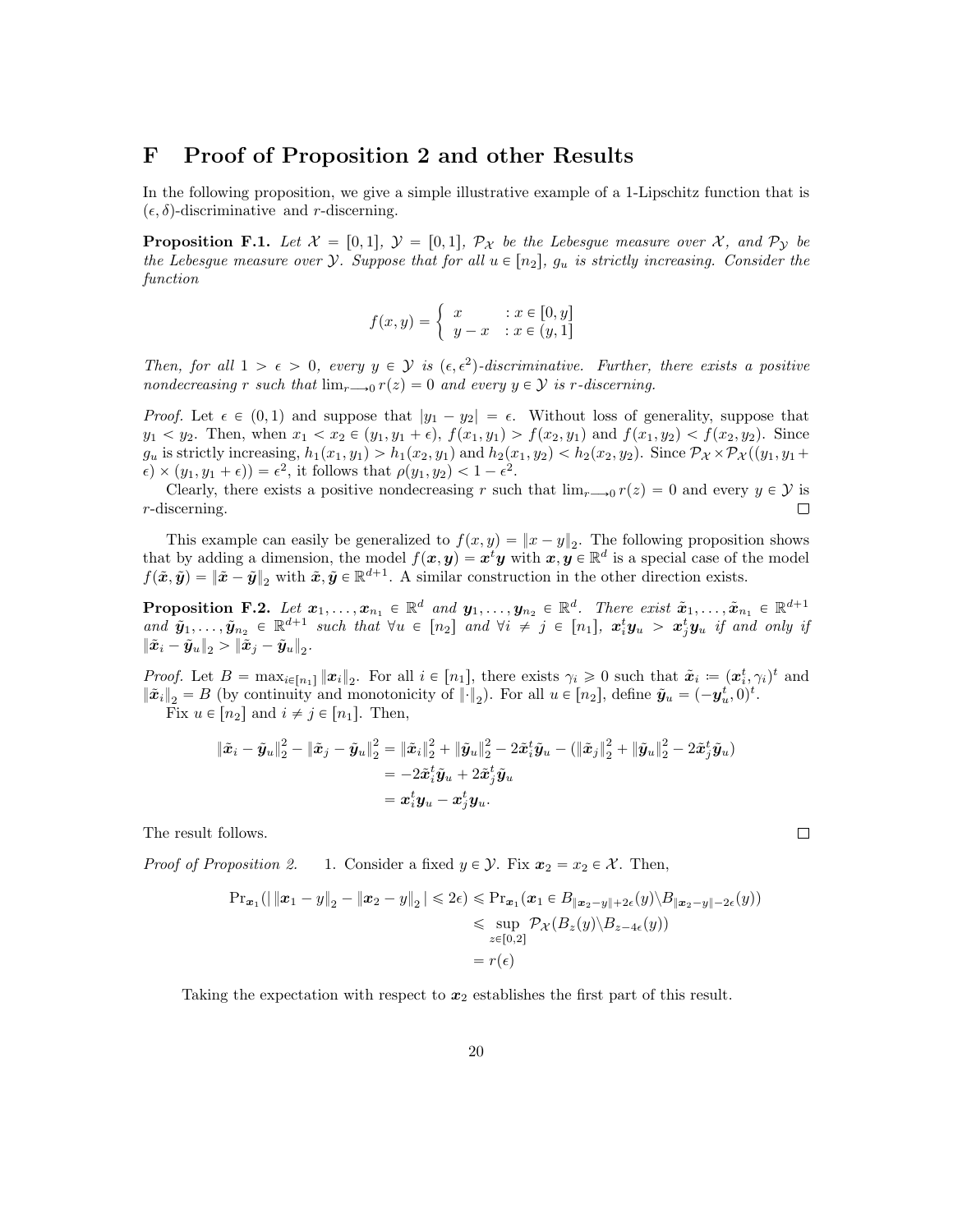# F Proof of Proposition 2 and other Results

In the following proposition, we give a simple illustrative example of a 1-Lipschitz function that is $(\epsilon, \delta)$-discriminative and $r$-discerning.

**Proposition F.1.** *Let $\mathcal{X} = [0,1]$, $\mathcal{Y} = [0,1]$, $\mathcal{P}_{\mathcal{X}}$ be the Lebesgue measure over $\mathcal{X}$, and $\mathcal{P}_{\mathcal{Y}}$ be the Lebesgue measure over $\mathcal{Y}$. Suppose that for all $u \in [n_2]$, $g_u$ is strictly increasing. Consider the function*

$$f(x,y) = \begin{cases} x & : x \in [0,y] \\ y - x & : x \in (y,1] \end{cases}$$

*Then, for all $1 > \epsilon > 0$, every $y \in \mathcal{Y}$ is $(\epsilon, \epsilon^2)$-discriminative. Further, there exists a positive nondecreasing $r$ such that $\lim_{r \longrightarrow 0} r(z) = 0$ and every $y \in \mathcal{Y}$ is $r$-discerning.*

*Proof.* Let $\epsilon \in (0,1)$ and suppose that $|y_1 - y_2| = \epsilon$. Without loss of generality, suppose that $y_1 < y_2$. Then, when $x_1 < x_2 \in (y_1, y_1 + \epsilon)$, $f(x_1, y_1) > f(x_2, y_1)$ and $f(x_1, y_2) < f(x_2, y_2)$. Since $g_u$ is strictly increasing, $h_1(x_1, y_1) > h_1(x_2, y_1)$ and $h_2(x_1, y_2) < h_2(x_2, y_2)$. Since $\mathcal{P}_{\mathcal{X}} \times \mathcal{P}_{\mathcal{X}}((y_1, y_1 + \epsilon) \times (y_1, y_1 + \epsilon)) = \epsilon^2$, it follows that $\rho(y_1, y_2) < 1 - \epsilon^2$.

Clearly, there exists a positive nondecreasing $r$ such that $\lim_{r \longrightarrow 0} r(z) = 0$ and every $y \in \mathcal{Y}$ is $r$-discerning. □

This example can easily be generalized to $f(x,y) = \|x - y\|_2$. The following proposition shows that by adding a dimension, the model $f(\boldsymbol{x}, \boldsymbol{y}) = \boldsymbol{x}^t \boldsymbol{y}$ with $\boldsymbol{x}, \boldsymbol{y} \in \mathbb{R}^d$ is a special case of the model $f(\tilde{\boldsymbol{x}}, \tilde{\boldsymbol{y}}) = \|\tilde{\boldsymbol{x}} - \tilde{\boldsymbol{y}}\|_2$ with $\tilde{\boldsymbol{x}}, \tilde{\boldsymbol{y}} \in \mathbb{R}^{d+1}$. A similar construction in the other direction exists.

**Proposition F.2.** *Let $\boldsymbol{x}_1, \ldots, \boldsymbol{x}_{n_1} \in \mathbb{R}^d$ and $\boldsymbol{y}_1, \ldots, \boldsymbol{y}_{n_2} \in \mathbb{R}^d$. There exist $\tilde{\boldsymbol{x}}_1, \ldots, \tilde{\boldsymbol{x}}_{n_1} \in \mathbb{R}^{d+1}$ and $\tilde{\boldsymbol{y}}_1, \ldots, \tilde{\boldsymbol{y}}_{n_2} \in \mathbb{R}^{d+1}$ such that $\forall u \in [n_2]$ and $\forall i \neq j \in [n_1]$, $\boldsymbol{x}_i^t \boldsymbol{y}_u > \boldsymbol{x}_j^t \boldsymbol{y}_u$ if and only if $\|\tilde{\boldsymbol{x}}_i - \tilde{\boldsymbol{y}}_u\|_2 > \|\tilde{\boldsymbol{x}}_j - \tilde{\boldsymbol{y}}_u\|_2$.*

*Proof.* Let $B = \max_{i \in [n_1]} \|\boldsymbol{x}_i\|_2$. For all $i \in [n_1]$, there exists $\gamma_i \geqslant 0$ such that $\tilde{\boldsymbol{x}}_i := (\boldsymbol{x}_i^t, \gamma_i)^t$ and $\|\tilde{\boldsymbol{x}}_i\|_2 = B$ (by continuity and monotonicity of $\|\cdot\|_2$). For all $u \in [n_2]$, define $\tilde{\boldsymbol{y}}_u = (-\boldsymbol{y}_u^t, 0)^t$.

Fix $u \in [n_2]$ and $i \neq j \in [n_1]$. Then,

$$\begin{aligned}
\|\tilde{\boldsymbol{x}}_i - \tilde{\boldsymbol{y}}_u\|_2^2 - \|\tilde{\boldsymbol{x}}_j - \tilde{\boldsymbol{y}}_u\|_2^2 &= \|\tilde{\boldsymbol{x}}_i\|_2^2 + \|\tilde{\boldsymbol{y}}_u\|_2^2 - 2\tilde{\boldsymbol{x}}_i^t \tilde{\boldsymbol{y}}_u - (\|\tilde{\boldsymbol{x}}_j\|_2^2 + \|\tilde{\boldsymbol{y}}_u\|_2^2 - 2\tilde{\boldsymbol{x}}_j^t \tilde{\boldsymbol{y}}_u) \\
&= -2\tilde{\boldsymbol{x}}_i^t \tilde{\boldsymbol{y}}_u + 2\tilde{\boldsymbol{x}}_j^t \tilde{\boldsymbol{y}}_u \\
&= \boldsymbol{x}_i^t \boldsymbol{y}_u - \boldsymbol{x}_j^t \boldsymbol{y}_u.
\end{aligned}$$

The result follows. □

*Proof of Proposition 2.* 1. Consider a fixed $y \in \mathcal{Y}$. Fix $\boldsymbol{x}_2 = x_2 \in \mathcal{X}$. Then,

$$\begin{aligned}
\Pr_{\boldsymbol{x}_1}(|\,\|\boldsymbol{x}_1 - y\|_2 - \|\boldsymbol{x}_2 - y\|_2\,| \leqslant 2\epsilon) &\leqslant \Pr_{\boldsymbol{x}_1}(\boldsymbol{x}_1 \in B_{\|\boldsymbol{x}_2 - y\| + 2\epsilon}(y) \backslash B_{\|\boldsymbol{x}_2 - y\| - 2\epsilon}(y)) \\
&\leqslant \sup_{z \in [0,2]} \mathcal{P}_{\mathcal{X}}(B_z(y) \backslash B_{z - 4\epsilon}(y)) \\
&= r(\epsilon)
\end{aligned}$$

Taking the expectation with respect to $\boldsymbol{x}_2$ establishes the first part of this result.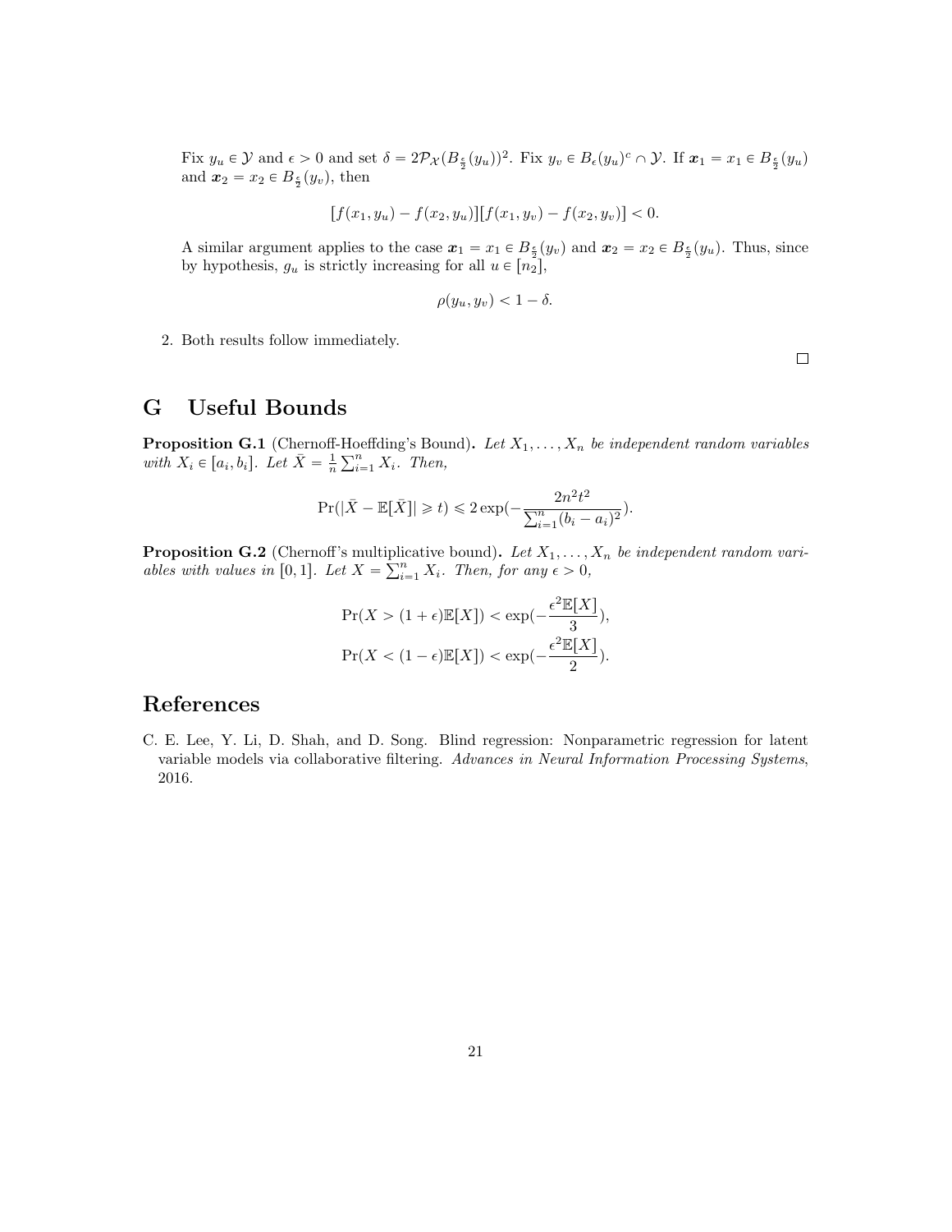Fix $y_u \in \mathcal{Y}$ and $\epsilon > 0$ and set $\delta = 2\mathcal{P}_{\mathcal{X}}(B_{\frac{\epsilon}{2}}(y_u))^2$. Fix $y_v \in B_\epsilon(y_u)^c \cap \mathcal{Y}$. If $\boldsymbol{x}_1 = x_1 \in B_{\frac{\epsilon}{2}}(y_u)$ and $\boldsymbol{x}_2 = x_2 \in B_{\frac{\epsilon}{2}}(y_v)$, then

$$[f(x_1, y_u) - f(x_2, y_u)][f(x_1, y_v) - f(x_2, y_v)] < 0.$$

A similar argument applies to the case $\boldsymbol{x}_1 = x_1 \in B_{\frac{\epsilon}{2}}(y_v)$ and $\boldsymbol{x}_2 = x_2 \in B_{\frac{\epsilon}{2}}(y_u)$. Thus, since by hypothesis, $g_u$ is strictly increasing for all $u \in [n_2]$,

$$\rho(y_u, y_v) < 1 - \delta.$$

2. Both results follow immediately.

□

# G Useful Bounds

**Proposition G.1** (Chernoff-Hoeffding's Bound). *Let $X_1, \ldots, X_n$ be independent random variables with $X_i \in [a_i, b_i]$. Let $\bar{X} = \frac{1}{n}\sum_{i=1}^n X_i$. Then,*

$$\Pr(|\bar{X} - \mathbb{E}[\bar{X}]| \geqslant t) \leqslant 2\exp(-\frac{2n^2t^2}{\sum_{i=1}^n (b_i - a_i)^2}).$$

**Proposition G.2** (Chernoff's multiplicative bound). *Let $X_1, \ldots, X_n$ be independent random variables with values in $[0, 1]$. Let $X = \sum_{i=1}^n X_i$. Then, for any $\epsilon > 0$,*

$$\Pr(X > (1+\epsilon)\mathbb{E}[X]) < \exp(-\frac{\epsilon^2 \mathbb{E}[X]}{3}),$$

$$\Pr(X < (1-\epsilon)\mathbb{E}[X]) < \exp(-\frac{\epsilon^2 \mathbb{E}[X]}{2}).$$

# References

C. E. Lee, Y. Li, D. Shah, and D. Song. Blind regression: Nonparametric regression for latent variable models via collaborative filtering. *Advances in Neural Information Processing Systems*, 2016.